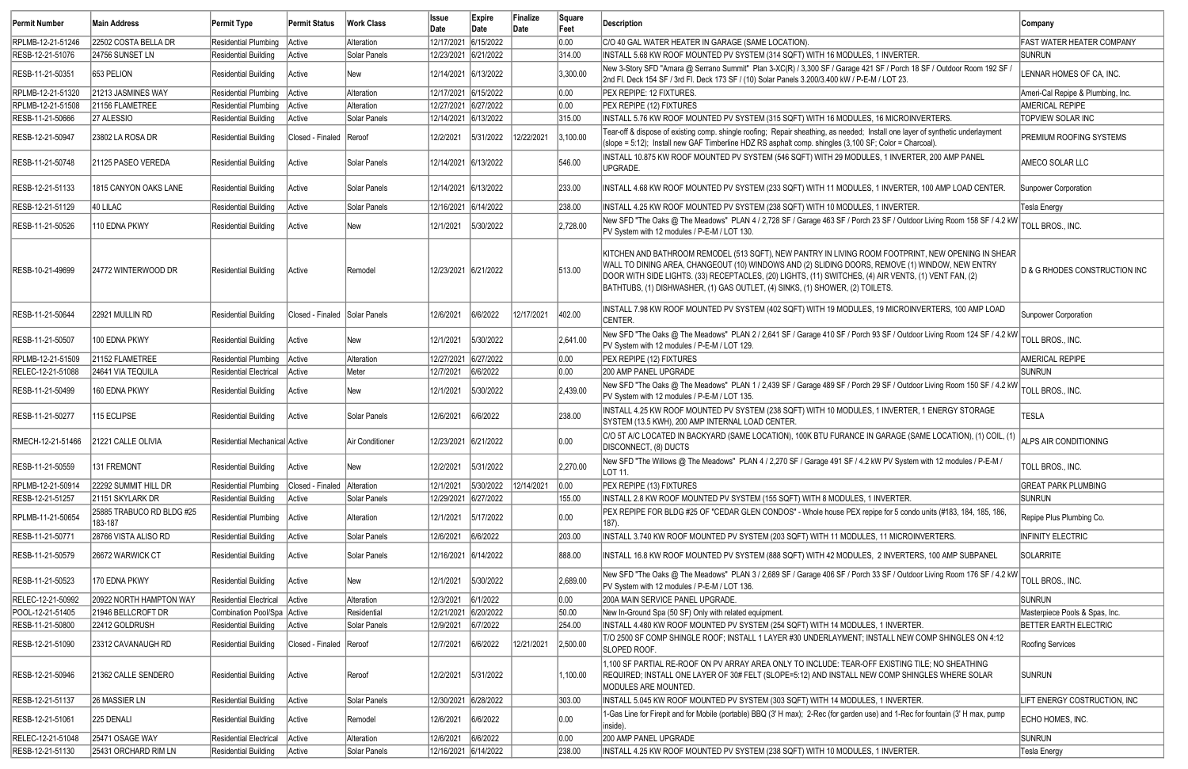| Permit Number | Main Address | Permit Type | Permit Status | Work Class | Issue Date | Expire Date | Finalize Date | Square Feet | Description | Company |
|---|---|---|---|---|---|---|---|---|---|---|
| RPLMB-12-21-51246 | 22502 COSTA BELLA DR | Residential Plumbing | Active | Alteration | 12/17/2021 | 6/15/2022 | | 0.00 | C/O 40 GAL WATER HEATER IN GARAGE (SAME LOCATION). | FAST WATER HEATER COMPANY |
| RESB-12-21-51076 | 24756 SUNSET LN | Residential Building | Active | Solar Panels | 12/23/2021 | 6/21/2022 | | 314.00 | INSTALL 5.68 KW ROOF MOUNTED PV SYSTEM (314 SQFT) WITH 16 MODULES, 1 INVERTER. | SUNRUN |
| RESB-11-21-50351 | 653 PELION | Residential Building | Active | New | 12/14/2021 | 6/13/2022 | | 3,300.00 | New 3-Story SFD "Amara @ Serrano Summit" Plan 3-XC(R) / 3,300 SF / Garage 421 SF / Porch 18 SF / Outdoor Room 192 SF / 2nd Fl. Deck 154 SF / 3rd Fl. Deck 173 SF / (10) Solar Panels 3.200/3.400 kW / P-E-M / LOT 23. | LENNAR HOMES OF CA, INC. |
| RPLMB-12-21-51320 | 21213 JASMINES WAY | Residential Plumbing | Active | Alteration | 12/17/2021 | 6/15/2022 | | 0.00 | PEX REPIPE: 12 FIXTURES. | Ameri-Cal Repipe & Plumbing, Inc. |
| RPLMB-12-21-51508 | 21156 FLAMETREE | Residential Plumbing | Active | Alteration | 12/27/2021 | 6/27/2022 | | 0.00 | PEX REPIPE (12) FIXTURES | AMERICAL REPIPE |
| RESB-11-21-50666 | 27 ALESSIO | Residential Building | Active | Solar Panels | 12/14/2021 | 6/13/2022 | | 315.00 | INSTALL 5.76 KW ROOF MOUNTED PV SYSTEM (315 SQFT) WITH 16 MODULES, 16 MICROINVERTERS. | TOPVIEW SOLAR INC |
| RESB-12-21-50947 | 23802 LA ROSA DR | Residential Building | Closed - Finaled | Reroof | 12/2/2021 | 5/31/2022 | 12/22/2021 | 3,100.00 | Tear-off & dispose of existing comp. shingle roofing; Repair sheathing, as needed; Install one layer of synthetic underlayment (slope = 5:12); Install new GAF Timberline HDZ RS asphalt comp. shingles (3,100 SF; Color = Charcoal). | PREMIUM ROOFING SYSTEMS |
| RESB-11-21-50748 | 21125 PASEO VEREDA | Residential Building | Active | Solar Panels | 12/14/2021 | 6/13/2022 | | 546.00 | INSTALL 10.875 KW ROOF MOUNTED PV SYSTEM (546 SQFT) WITH 29 MODULES, 1 INVERTER, 200 AMP PANEL UPGRADE. | AMECO SOLAR LLC |
| RESB-12-21-51133 | 1815 CANYON OAKS LANE | Residential Building | Active | Solar Panels | 12/14/2021 | 6/13/2022 | | 233.00 | INSTALL 4.68 KW ROOF MOUNTED PV SYSTEM (233 SQFT) WITH 11 MODULES, 1 INVERTER, 100 AMP LOAD CENTER. | Sunpower Corporation |
| RESB-12-21-51129 | 40 LILAC | Residential Building | Active | Solar Panels | 12/16/2021 | 6/14/2022 | | 238.00 | INSTALL 4.25 KW ROOF MOUNTED PV SYSTEM (238 SQFT) WITH 10 MODULES, 1 INVERTER. | Tesla Energy |
| RESB-11-21-50526 | 110 EDNA PKWY | Residential Building | Active | New | 12/1/2021 | 5/30/2022 | | 2,728.00 | New SFD "The Oaks @ The Meadows" PLAN 4 / 2,728 SF / Garage 463 SF / Porch 23 SF / Outdoor Living Room 158 SF / 4.2 kW PV System with 12 modules / P-E-M / LOT 130. | TOLL BROS., INC. |
| RESB-10-21-49699 | 24772 WINTERWOOD DR | Residential Building | Active | Remodel | 12/23/2021 | 6/21/2022 | | 513.00 | KITCHEN AND BATHROOM REMODEL (513 SQFT), NEW PANTRY IN LIVING ROOM FOOTPRINT, NEW OPENING IN SHEAR WALL TO DINING AREA, CHANGEOUT (10) WINDOWS AND (2) SLIDING DOORS, REMOVE (1) WINDOW, NEW ENTRY DOOR WITH SIDE LIGHTS. (33) RECEPTACLES, (20) LIGHTS, (11) SWITCHES, (4) AIR VENTS, (1) VENT FAN, (2) BATHTUBS, (1) DISHWASHER, (1) GAS OUTLET, (4) SINKS, (1) SHOWER, (2) TOILETS. | D & G RHODES CONSTRUCTION INC |
| RESB-11-21-50644 | 22921 MULLIN RD | Residential Building | Closed - Finaled | Solar Panels | 12/6/2021 | 6/6/2022 | 12/17/2021 | 402.00 | INSTALL 7.98 KW ROOF MOUNTED PV SYSTEM (402 SQFT) WITH 19 MODULES, 19 MICROINVERTERS, 100 AMP LOAD CENTER. | Sunpower Corporation |
| RESB-11-21-50507 | 100 EDNA PKWY | Residential Building | Active | New | 12/1/2021 | 5/30/2022 | | 2,641.00 | New SFD "The Oaks @ The Meadows" PLAN 2 / 2,641 SF / Garage 410 SF / Porch 93 SF / Outdoor Living Room 124 SF / 4.2 kW PV System with 12 modules / P-E-M / LOT 129. | TOLL BROS., INC. |
| RPLMB-12-21-51509 | 21152 FLAMETREE | Residential Plumbing | Active | Alteration | 12/27/2021 | 6/27/2022 | | 0.00 | PEX REPIPE (12) FIXTURES | AMERICAL REPIPE |
| RELEC-12-21-51088 | 24641 VIA TEQUILA | Residential Electrical | Active | Meter | 12/7/2021 | 6/6/2022 | | 0.00 | 200 AMP PANEL UPGRADE | SUNRUN |
| RESB-11-21-50499 | 160 EDNA PKWY | Residential Building | Active | New | 12/1/2021 | 5/30/2022 | | 2,439.00 | New SFD "The Oaks @ The Meadows" PLAN 1 / 2,439 SF / Garage 489 SF / Porch 29 SF / Outdoor Living Room 150 SF / 4.2 kW PV System with 12 modules / P-E-M / LOT 135. | TOLL BROS., INC. |
| RESB-11-21-50277 | 115 ECLIPSE | Residential Building | Active | Solar Panels | 12/6/2021 | 6/6/2022 | | 238.00 | INSTALL 4.25 KW ROOF MOUNTED PV SYSTEM (238 SQFT) WITH 10 MODULES, 1 INVERTER, 1 ENERGY STORAGE SYSTEM (13.5 KWH), 200 AMP INTERNAL LOAD CENTER. | TESLA |
| RMECH-12-21-51466 | 21221 CALLE OLIVIA | Residential Mechanical | Active | Air Conditioner | 12/23/2021 | 6/21/2022 | | 0.00 | C/O 5T A/C LOCATED IN BACKYARD (SAME LOCATION), 100K BTU FURANCE IN GARAGE (SAME LOCATION), (1) COIL, (1) DISCONNECT, (8) DUCTS | ALPS AIR CONDITIONING |
| RESB-11-21-50559 | 131 FREMONT | Residential Building | Active | New | 12/2/2021 | 5/31/2022 | | 2,270.00 | New SFD "The Willows @ The Meadows" PLAN 4 / 2,270 SF / Garage 491 SF / 4.2 kW PV System with 12 modules / P-E-M / LOT 11. | TOLL BROS., INC. |
| RPLMB-12-21-50914 | 22292 SUMMIT HILL DR | Residential Plumbing | Closed - Finaled | Alteration | 12/1/2021 | 5/30/2022 | 12/14/2021 | 0.00 | PEX REPIPE (13) FIXTURES | GREAT PARK PLUMBING |
| RESB-12-21-51257 | 21151 SKYLARK DR | Residential Building | Active | Solar Panels | 12/29/2021 | 6/27/2022 | | 155.00 | INSTALL 2.8 KW ROOF MOUNTED PV SYSTEM (155 SQFT) WITH 8 MODULES, 1 INVERTER. | SUNRUN |
| RPLMB-11-21-50654 | 25885 TRABUCO RD BLDG #25 183-187 | Residential Plumbing | Active | Alteration | 12/1/2021 | 5/17/2022 | | 0.00 | PEX REPIPE FOR BLDG #25 OF "CEDAR GLEN CONDOS" - Whole house PEX repipe for 5 condo units (#183, 184, 185, 186, 187). | Repipe Plus Plumbing Co. |
| RESB-11-21-50771 | 28766 VISTA ALISO RD | Residential Building | Active | Solar Panels | 12/6/2021 | 6/6/2022 | | 203.00 | INSTALL 3.740 KW ROOF MOUNTED PV SYSTEM (203 SQFT) WITH 11 MODULES, 11 MICROINVERTERS. | INFINITY ELECTRIC |
| RESB-11-21-50579 | 26672 WARWICK CT | Residential Building | Active | Solar Panels | 12/16/2021 | 6/14/2022 | | 888.00 | INSTALL 16.8 KW ROOF MOUNTED PV SYSTEM (888 SQFT) WITH 42 MODULES, 2 INVERTERS, 100 AMP SUBPANEL | SOLARRITE |
| RESB-11-21-50523 | 170 EDNA PKWY | Residential Building | Active | New | 12/1/2021 | 5/30/2022 | | 2,689.00 | New SFD "The Oaks @ The Meadows" PLAN 3 / 2,689 SF / Garage 406 SF / Porch 33 SF / Outdoor Living Room 176 SF / 4.2 kW PV System with 12 modules / P-E-M / LOT 136. | TOLL BROS., INC. |
| RELEC-12-21-50992 | 20922 NORTH HAMPTON WAY | Residential Electrical | Active | Alteration | 12/3/2021 | 6/1/2022 | | 0.00 | 200A MAIN SERVICE PANEL UPGRADE. | SUNRUN |
| POOL-12-21-51405 | 21946 BELLCROFT DR | Combination Pool/Spa | Active | Residential | 12/21/2021 | 6/20/2022 | | 50.00 | New In-Ground Spa (50 SF) Only with related equipment. | Masterpiece Pools & Spas, Inc. |
| RESB-11-21-50800 | 22412 GOLDRUSH | Residential Building | Active | Solar Panels | 12/9/2021 | 6/7/2022 | | 254.00 | INSTALL 4.480 KW ROOF MOUNTED PV SYSTEM (254 SQFT) WITH 14 MODULES, 1 INVERTER. | BETTER EARTH ELECTRIC |
| RESB-12-21-51090 | 23312 CAVANAUGH RD | Residential Building | Closed - Finaled | Reroof | 12/7/2021 | 6/6/2022 | 12/21/2021 | 2,500.00 | T/O 2500 SF COMP SHINGLE ROOF; INSTALL 1 LAYER #30 UNDERLAYMENT; INSTALL NEW COMP SHINGLES ON 4:12 SLOPED ROOF. | Roofing Services |
| RESB-12-21-50946 | 21362 CALLE SENDERO | Residential Building | Active | Reroof | 12/2/2021 | 5/31/2022 | | 1,100.00 | 1,100 SF PARTIAL RE-ROOF ON PV ARRAY AREA ONLY TO INCLUDE: TEAR-OFF EXISTING TILE; NO SHEATHING REQUIRED; INSTALL ONE LAYER OF 30# FELT (SLOPE=5:12) AND INSTALL NEW COMP SHINGLES WHERE SOLAR MODULES ARE MOUNTED. | SUNRUN |
| RESB-12-21-51137 | 26 MASSIER LN | Residential Building | Active | Solar Panels | 12/30/2021 | 6/28/2022 | | 303.00 | INSTALL 5.045 KW ROOF MOUNTED PV SYSTEM (303 SQFT) WITH 14 MODULES, 1 INVERTER. | LIFT ENERGY COSTRUCTION, INC |
| RESB-12-21-51061 | 225 DENALI | Residential Building | Active | Remodel | 12/6/2021 | 6/6/2022 | | 0.00 | 1-Gas Line for Firepit and for Mobile (portable) BBQ (3' H max); 2-Rec (for garden use) and 1-Rec for fountain (3' H max, pump inside). | ECHO HOMES, INC. |
| RELEC-12-21-51048 | 25471 OSAGE WAY | Residential Electrical | Active | Alteration | 12/6/2021 | 6/6/2022 | | 0.00 | 200 AMP PANEL UPGRADE | SUNRUN |
| RESB-12-21-51130 | 25431 ORCHARD RIM LN | Residential Building | Active | Solar Panels | 12/16/2021 | 6/14/2022 | | 238.00 | INSTALL 4.25 KW ROOF MOUNTED PV SYSTEM (238 SQFT) WITH 10 MODULES, 1 INVERTER. | Tesla Energy |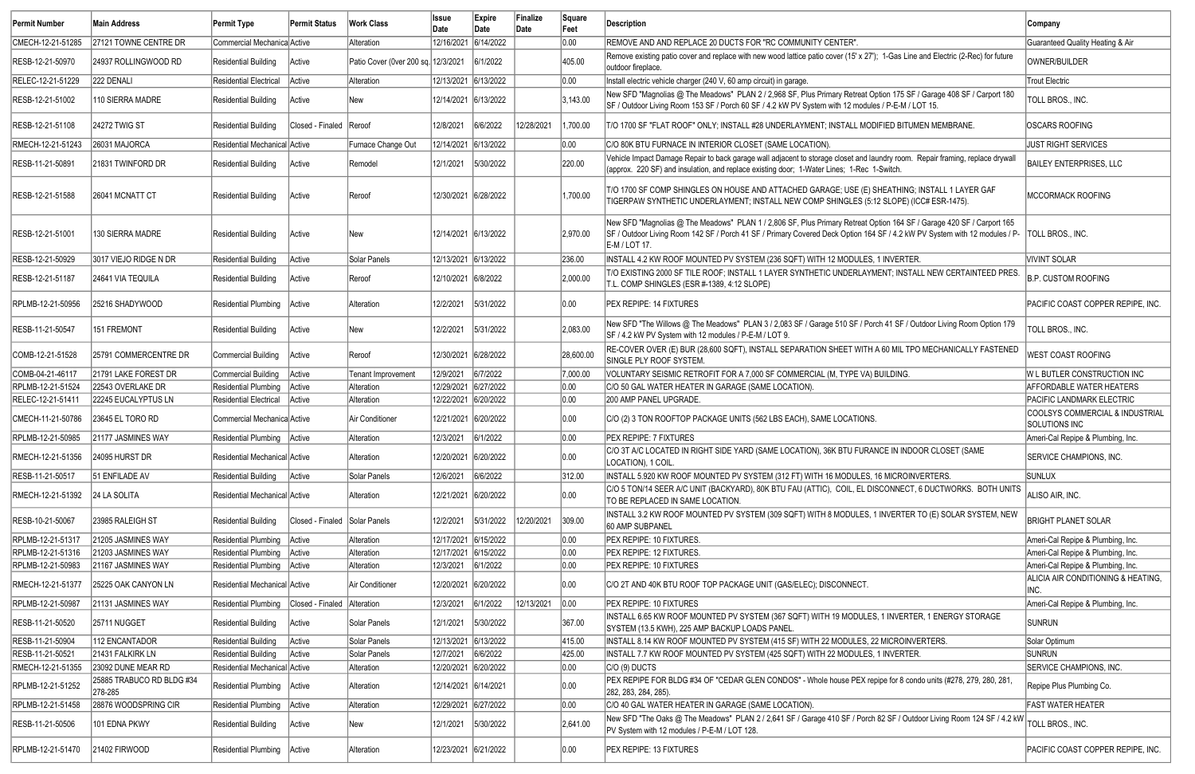| Permit Number | Main Address | Permit Type | Permit Status | Work Class | Issue Date | Expire Date | Finalize Date | Square Feet | Description | Company |
|---|---|---|---|---|---|---|---|---|---|---|
| CMECH-12-21-51285 | 27121 TOWNE CENTRE DR | Commercial Mechanical | Active | Alteration | 12/16/2021 | 6/14/2022 | | 0.00 | REMOVE AND AND REPLACE 20 DUCTS FOR "RC COMMUNITY CENTER". | Guaranteed Quality Heating & Air |
| RESB-12-21-50970 | 24937 ROLLINGWOOD RD | Residential Building | Active | Patio Cover (Over 200 sq. | 12/3/2021 | 6/1/2022 | | 405.00 | Remove existing patio cover and replace with new wood lattice patio cover (15' x 27'); 1-Gas Line and Electric (2-Rec) for future outdoor fireplace. | OWNER/BUILDER |
| RELEC-12-21-51229 | 222 DENALI | Residential Electrical | Active | Alteration | 12/13/2021 | 6/13/2022 | | 0.00 | Install electric vehicle charger (240 V, 60 amp circuit) in garage. | Trout Electric |
| RESB-12-21-51002 | 110 SIERRA MADRE | Residential Building | Active | New | 12/14/2021 | 6/13/2022 | | 3,143.00 | New SFD "Magnolias @ The Meadows" PLAN 2 / 2,968 SF, Plus Primary Retreat Option 175 SF / Garage 408 SF / Carport 180 SF / Outdoor Living Room 153 SF / Porch 60 SF / 4.2 kW PV System with 12 modules / P-E-M / LOT 15. | TOLL BROS., INC. |
| RESB-12-21-51108 | 24272 TWIG ST | Residential Building | Closed - Finaled | Reroof | 12/8/2021 | 6/6/2022 | 12/28/2021 | 1,700.00 | T/O 1700 SF "FLAT ROOF" ONLY; INSTALL #28 UNDERLAYMENT; INSTALL MODIFIED BITUMEN MEMBRANE. | OSCARS ROOFING |
| RMECH-12-21-51243 | 26031 MAJORCA | Residential Mechanical | Active | Furnace Change Out | 12/14/2021 | 6/13/2022 | | 0.00 | C/O 80K BTU FURNACE IN INTERIOR CLOSET (SAME LOCATION). | JUST RIGHT SERVICES |
| RESB-11-21-50891 | 21831 TWINFORD DR | Residential Building | Active | Remodel | 12/1/2021 | 5/30/2022 | | 220.00 | Vehicle Impact Damage Repair to back garage wall adjacent to storage closet and laundry room. Repair framing, replace drywall (approx. 220 SF) and insulation, and replace existing door; 1-Water Lines; 1-Rec 1-Switch. | BAILEY ENTERPRISES, LLC |
| RESB-12-21-51588 | 26041 MCNATT CT | Residential Building | Active | Reroof | 12/30/2021 | 6/28/2022 | | 1,700.00 | T/O 1700 SF COMP SHINGLES ON HOUSE AND ATTACHED GARAGE; USE (E) SHEATHING; INSTALL 1 LAYER GAF TIGERPAW SYNTHETIC UNDERLAYMENT; INSTALL NEW COMP SHINGLES (5:12 SLOPE) (ICC# ESR-1475). | MCCORMACK ROOFING |
| RESB-12-21-51001 | 130 SIERRA MADRE | Residential Building | Active | New | 12/14/2021 | 6/13/2022 | | 2,970.00 | New SFD "Magnolias @ The Meadows" PLAN 1 / 2,806 SF, Plus Primary Retreat Option 164 SF / Garage 420 SF / Carport 165 SF / Outdoor Living Room 142 SF / Porch 41 SF / Primary Covered Deck Option 164 SF / 4.2 kW PV System with 12 modules / P-E-M / LOT 17. | TOLL BROS., INC. |
| RESB-12-21-50929 | 3017 VIEJO RIDGE N DR | Residential Building | Active | Solar Panels | 12/13/2021 | 6/13/2022 | | 236.00 | INSTALL 4.2 KW ROOF MOUNTED PV SYSTEM (236 SQFT) WITH 12 MODULES, 1 INVERTER. | VIVINT SOLAR |
| RESB-12-21-51187 | 24641 VIA TEQUILA | Residential Building | Active | Reroof | 12/10/2021 | 6/8/2022 | | 2,000.00 | T/O EXISTING 2000 SF TILE ROOF; INSTALL 1 LAYER SYNTHETIC UNDERLAYMENT; INSTALL NEW CERTAINTEED PRES. T.L. COMP SHINGLES (ESR #-1389, 4:12 SLOPE) | B.P. CUSTOM ROOFING |
| RPLMB-12-21-50956 | 25216 SHADYWOOD | Residential Plumbing | Active | Alteration | 12/2/2021 | 5/31/2022 | | 0.00 | PEX REPIPE: 14 FIXTURES | PACIFIC COAST COPPER REPIPE, INC. |
| RESB-11-21-50547 | 151 FREMONT | Residential Building | Active | New | 12/2/2021 | 5/31/2022 | | 2,083.00 | New SFD "The Willows @ The Meadows" PLAN 3 / 2,083 SF / Garage 510 SF / Porch 41 SF / Outdoor Living Room Option 179 SF / 4.2 kW PV System with 12 modules / P-E-M / LOT 9. | TOLL BROS., INC. |
| COMB-12-21-51528 | 25791 COMMERCENTRE DR | Commercial Building | Active | Reroof | 12/30/2021 | 6/28/2022 | | 28,600.00 | RE-COVER OVER (E) BUR (28,600 SQFT), INSTALL SEPARATION SHEET WITH A 60 MIL TPO MECHANICALLY FASTENED SINGLE PLY ROOF SYSTEM. | WEST COAST ROOFING |
| COMB-04-21-46117 | 21791 LAKE FOREST DR | Commercial Building | Active | Tenant Improvement | 12/9/2021 | 6/7/2022 | | 7,000.00 | VOLUNTARY SEISMIC RETROFIT FOR A 7,000 SF COMMERCIAL (M, TYPE VA) BUILDING. | W L BUTLER CONSTRUCTION INC |
| RPLMB-12-21-51524 | 22543 OVERLAKE DR | Residential Plumbing | Active | Alteration | 12/29/2021 | 6/27/2022 | | 0.00 | C/O 50 GAL WATER HEATER IN GARAGE (SAME LOCATION). | AFFORDABLE WATER HEATERS |
| RELEC-12-21-51411 | 22245 EUCALYPTUS LN | Residential Electrical | Active | Alteration | 12/22/2021 | 6/20/2022 | | 0.00 | 200 AMP PANEL UPGRADE. | PACIFIC LANDMARK ELECTRIC |
| CMECH-11-21-50786 | 23645 EL TORO RD | Commercial Mechanical | Active | Air Conditioner | 12/21/2021 | 6/20/2022 | | 0.00 | C/O (2) 3 TON ROOFTOP PACKAGE UNITS (562 LBS EACH), SAME LOCATIONS. | COOLSYS COMMERCIAL & INDUSTRIAL SOLUTIONS INC |
| RPLMB-12-21-50985 | 21177 JASMINES WAY | Residential Plumbing | Active | Alteration | 12/3/2021 | 6/1/2022 | | 0.00 | PEX REPIPE: 7 FIXTURES | Ameri-Cal Repipe & Plumbing, Inc. |
| RMECH-12-21-51356 | 24095 HURST DR | Residential Mechanical | Active | Alteration | 12/20/2021 | 6/20/2022 | | 0.00 | C/O 3T A/C LOCATED IN RIGHT SIDE YARD (SAME LOCATION), 36K BTU FURANCE IN INDOOR CLOSET (SAME LOCATION), 1 COIL. | SERVICE CHAMPIONS, INC. |
| RESB-11-21-50517 | 51 ENFILADE AV | Residential Building | Active | Solar Panels | 12/6/2021 | 6/6/2022 | | 312.00 | INSTALL 5.920 KW ROOF MOUNTED PV SYSTEM (312 FT) WITH 16 MODULES, 16 MICROINVERTERS. | SUNLUX |
| RMECH-12-21-51392 | 24 LA SOLITA | Residential Mechanical | Active | Alteration | 12/21/2021 | 6/20/2022 | | 0.00 | C/O 5 TON/14 SEER A/C UNIT (BACKYARD), 80K BTU FAU (ATTIC), COIL, EL DISCONNECT, 6 DUCTWORKS. BOTH UNITS TO BE REPLACED IN SAME LOCATION. | ALISO AIR, INC. |
| RESB-10-21-50067 | 23985 RALEIGH ST | Residential Building | Closed - Finaled | Solar Panels | 12/2/2021 | 5/31/2022 | 12/20/2021 | 309.00 | INSTALL 3.2 KW ROOF MOUNTED PV SYSTEM (309 SQFT) WITH 8 MODULES, 1 INVERTER TO (E) SOLAR SYSTEM, NEW 60 AMP SUBPANEL | BRIGHT PLANET SOLAR |
| RPLMB-12-21-51317 | 21205 JASMINES WAY | Residential Plumbing | Active | Alteration | 12/17/2021 | 6/15/2022 | | 0.00 | PEX REPIPE: 10 FIXTURES. | Ameri-Cal Repipe & Plumbing, Inc. |
| RPLMB-12-21-51316 | 21203 JASMINES WAY | Residential Plumbing | Active | Alteration | 12/17/2021 | 6/15/2022 | | 0.00 | PEX REPIPE: 12 FIXTURES. | Ameri-Cal Repipe & Plumbing, Inc. |
| RPLMB-12-21-50983 | 21167 JASMINES WAY | Residential Plumbing | Active | Alteration | 12/3/2021 | 6/1/2022 | | 0.00 | PEX REPIPE: 10 FIXTURES | Ameri-Cal Repipe & Plumbing, Inc. |
| RMECH-12-21-51377 | 25225 OAK CANYON LN | Residential Mechanical | Active | Air Conditioner | 12/20/2021 | 6/20/2022 | | 0.00 | C/O 2T AND 40K BTU ROOF TOP PACKAGE UNIT (GAS/ELEC); DISCONNECT. | ALICIA AIR CONDITIONING & HEATING, INC. |
| RPLMB-12-21-50987 | 21131 JASMINES WAY | Residential Plumbing | Closed - Finaled | Alteration | 12/3/2021 | 6/1/2022 | 12/13/2021 | 0.00 | PEX REPIPE: 10 FIXTURES | Ameri-Cal Repipe & Plumbing, Inc. |
| RESB-11-21-50520 | 25711 NUGGET | Residential Building | Active | Solar Panels | 12/1/2021 | 5/30/2022 | | 367.00 | INSTALL 6.65 KW ROOF MOUNTED PV SYSTEM (367 SQFT) WITH 19 MODULES, 1 INVERTER, 1 ENERGY STORAGE SYSTEM (13.5 KWH), 225 AMP BACKUP LOADS PANEL. | SUNRUN |
| RESB-11-21-50904 | 112 ENCANTADOR | Residential Building | Active | Solar Panels | 12/13/2021 | 6/13/2022 | | 415.00 | INSTALL 8.14 KW ROOF MOUNTED PV SYSTEM (415 SF) WITH 22 MODULES, 22 MICROINVERTERS. | Solar Optimum |
| RESB-11-21-50521 | 21431 FALKIRK LN | Residential Building | Active | Solar Panels | 12/7/2021 | 6/6/2022 | | 425.00 | INSTALL 7.7 KW ROOF MOUNTED PV SYSTEM (425 SQFT) WITH 22 MODULES, 1 INVERTER. | SUNRUN |
| RMECH-12-21-51355 | 23092 DUNE MEAR RD | Residential Mechanical | Active | Alteration | 12/20/2021 | 6/20/2022 | | 0.00 | C/O (9) DUCTS | SERVICE CHAMPIONS, INC. |
| RPLMB-12-21-51252 | 25885 TRABUCO RD BLDG #34 278-285 | Residential Plumbing | Active | Alteration | 12/14/2021 | 6/14/2021 | | 0.00 | PEX REPIPE FOR BLDG #34 OF "CEDAR GLEN CONDOS" - Whole house PEX repipe for 8 condo units (#278, 279, 280, 281, 282, 283, 284, 285). | Repipe Plus Plumbing Co. |
| RPLMB-12-21-51458 | 28876 WOODSPRING CIR | Residential Plumbing | Active | Alteration | 12/29/2021 | 6/27/2022 | | 0.00 | C/O 40 GAL WATER HEATER IN GARAGE (SAME LOCATION). | FAST WATER HEATER |
| RESB-11-21-50506 | 101 EDNA PKWY | Residential Building | Active | New | 12/1/2021 | 5/30/2022 | | 2,641.00 | New SFD "The Oaks @ The Meadows" PLAN 2 / 2,641 SF / Garage 410 SF / Porch 82 SF / Outdoor Living Room 124 SF / 4.2 kW PV System with 12 modules / P-E-M / LOT 128. | TOLL BROS., INC. |
| RPLMB-12-21-51470 | 21402 FIRWOOD | Residential Plumbing | Active | Alteration | 12/23/2021 | 6/21/2022 | | 0.00 | PEX REPIPE: 13 FIXTURES | PACIFIC COAST COPPER REPIPE, INC. |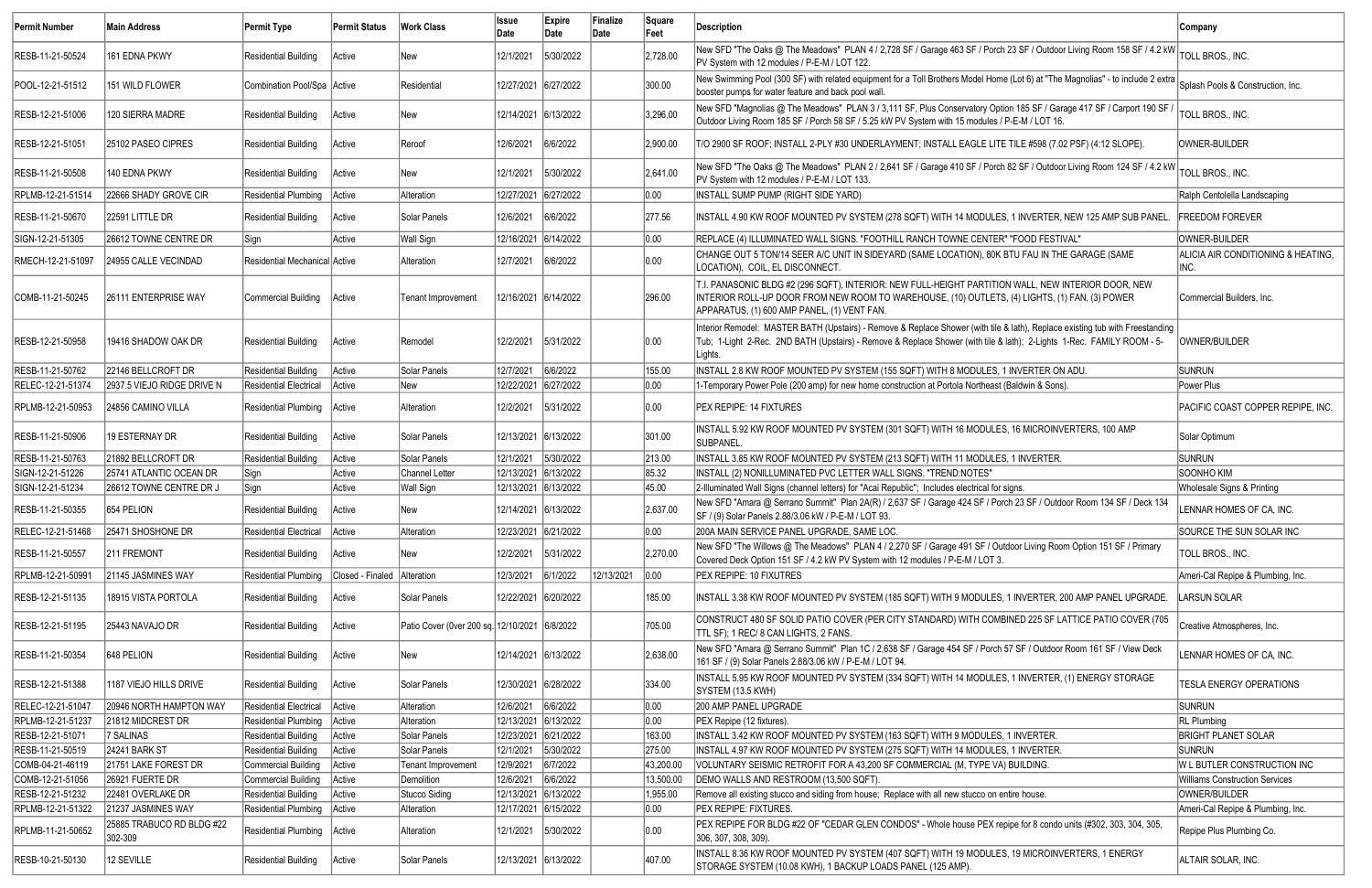| Permit Number | Main Address | Permit Type | Permit Status | Work Class | Issue Date | Expire Date | Finalize Date | Square Feet | Description | Company |
|---|---|---|---|---|---|---|---|---|---|---|
| RESB-11-21-50524 | 161 EDNA PKWY | Residential Building | Active | New | 12/1/2021 | 5/30/2022 | | 2,728.00 | New SFD "The Oaks @ The Meadows" PLAN 4 / 2,728 SF / Garage 463 SF / Porch 23 SF / Outdoor Living Room 158 SF / 4.2 kW PV System with 12 modules / P-E-M / LOT 122. | TOLL BROS., INC. |
| POOL-12-21-51512 | 151 WILD FLOWER | Combination Pool/Spa | Active | Residential | 12/27/2021 | 6/27/2022 | | 300.00 | New Swimming Pool (300 SF) with related equipment for a Toll Brothers Model Home (Lot 6) at "The Magnolias" - to include 2 extra booster pumps for water feature and back pool wall. | Splash Pools & Construction, Inc. |
| RESB-12-21-51006 | 120 SIERRA MADRE | Residential Building | Active | New | 12/14/2021 | 6/13/2022 | | 3,296.00 | New SFD "Magnolias @ The Meadows" PLAN 3 / 3,111 SF, Plus Conservatory Option 185 SF / Garage 417 SF / Carport 190 SF / Outdoor Living Room 185 SF / Porch 58 SF / 5.25 kW PV System with 15 modules / P-E-M / LOT 16. | TOLL BROS., INC. |
| RESB-12-21-51051 | 25102 PASEO CIPRES | Residential Building | Active | Reroof | 12/6/2021 | 6/6/2022 | | 2,900.00 | T/O 2900 SF ROOF; INSTALL 2-PLY #30 UNDERLAYMENT; INSTALL EAGLE LITE TILE #598 (7.02 PSF) (4:12 SLOPE). | OWNER-BUILDER |
| RESB-11-21-50508 | 140 EDNA PKWY | Residential Building | Active | New | 12/1/2021 | 5/30/2022 | | 2,641.00 | New SFD "The Oaks @ The Meadows" PLAN 2 / 2,641 SF / Garage 410 SF / Porch 82 SF / Outdoor Living Room 124 SF / 4.2 kW PV System with 12 modules / P-E-M / LOT 133. | TOLL BROS., INC. |
| RPLMB-12-21-51514 | 22666 SHADY GROVE CIR | Residential Plumbing | Active | Alteration | 12/27/2021 | 6/27/2022 | | 0.00 | INSTALL SUMP PUMP (RIGHT SIDE YARD) | Ralph Centolella Landscaping |
| RESB-11-21-50670 | 22591 LITTLE DR | Residential Building | Active | Solar Panels | 12/6/2021 | 6/6/2022 | | 277.56 | INSTALL 4.90 KW ROOF MOUNTED PV SYSTEM (278 SQFT) WITH 14 MODULES, 1 INVERTER, NEW 125 AMP SUB PANEL. | FREEDOM FOREVER |
| SIGN-12-21-51305 | 26612 TOWNE CENTRE DR | Sign | Active | Wall Sign | 12/16/2021 | 6/14/2022 | | 0.00 | REPLACE (4) ILLUMINATED WALL SIGNS. "FOOTHILL RANCH TOWNE CENTER" "FOOD FESTIVAL" | OWNER-BUILDER |
| RMECH-12-21-51097 | 24955 CALLE VECINDAD | Residential Mechanical | Active | Alteration | 12/7/2021 | 6/6/2022 | | 0.00 | CHANGE OUT 5 TON/14 SEER A/C UNIT IN SIDEYARD (SAME LOCATION), 80K BTU FAU IN THE GARAGE (SAME LOCATION), COIL, EL DISCONNECT. | ALICIA AIR CONDITIONING & HEATING, INC. |
| COMB-11-21-50245 | 26111 ENTERPRISE WAY | Commercial Building | Active | Tenant Improvement | 12/16/2021 | 6/14/2022 | | 296.00 | T.I. PANASONIC BLDG #2 (296 SQFT), INTERIOR: NEW FULL-HEIGHT PARTITION WALL, NEW INTERIOR DOOR, NEW INTERIOR ROLL-UP DOOR FROM NEW ROOM TO WAREHOUSE, (10) OUTLETS, (4) LIGHTS, (1) FAN, (3) POWER APPARATUS, (1) 600 AMP PANEL, (1) VENT FAN. | Commercial Builders, Inc. |
| RESB-12-21-50958 | 19416 SHADOW OAK DR | Residential Building | Active | Remodel | 12/2/2021 | 5/31/2022 | | 0.00 | Interior Remodel: MASTER BATH (Upstairs) - Remove & Replace Shower (with tile & lath), Replace existing tub with Freestanding Tub; 1-Light 2-Rec. 2ND BATH (Upstairs) - Remove & Replace Shower (with tile & lath); 2-Lights 1-Rec. FAMILY ROOM - 5-Lights. | OWNER/BUILDER |
| RESB-11-21-50762 | 22146 BELLCROFT DR | Residential Building | Active | Solar Panels | 12/7/2021 | 6/6/2022 | | 155.00 | INSTALL 2.8 KW ROOF MOUNTED PV SYSTEM (155 SQFT) WITH 8 MODULES, 1 INVERTER ON ADU. | SUNRUN |
| RELEC-12-21-51374 | 2937.5 VIEJO RIDGE DRIVE N | Residential Electrical | Active | New | 12/22/2021 | 6/27/2022 | | 0.00 | 1-Temporary Power Pole (200 amp) for new home construction at Portola Northeast (Baldwin & Sons). | Power Plus |
| RPLMB-12-21-50953 | 24856 CAMINO VILLA | Residential Plumbing | Active | Alteration | 12/2/2021 | 5/31/2022 | | 0.00 | PEX REPIPE: 14 FIXTURES | PACIFIC COAST COPPER REPIPE, INC. |
| RESB-11-21-50906 | 19 ESTERNAY DR | Residential Building | Active | Solar Panels | 12/13/2021 | 6/13/2022 | | 301.00 | INSTALL 5.92 KW ROOF MOUNTED PV SYSTEM (301 SQFT) WITH 16 MODULES, 16 MICROINVERTERS, 100 AMP SUBPANEL. | Solar Optimum |
| RESB-11-21-50763 | 21892 BELLCROFT DR | Residential Building | Active | Solar Panels | 12/1/2021 | 5/30/2022 | | 213.00 | INSTALL 3.85 KW ROOF MOUNTED PV SYSTEM (213 SQFT) WITH 11 MODULES, 1 INVERTER. | SUNRUN |
| SIGN-12-21-51226 | 25741 ATLANTIC OCEAN DR | Sign | Active | Channel Letter | 12/13/2021 | 6/13/2022 | | 85.32 | INSTALL (2) NONILLUMINATED PVC LETTER WALL SIGNS. "TREND:NOTES" | SOONHO KIM |
| SIGN-12-21-51234 | 26612 TOWNE CENTRE DR J | Sign | Active | Wall Sign | 12/13/2021 | 6/13/2022 | | 45.00 | 2-Illuminated Wall Signs (channel letters) for "Acai Republic"; Includes electrical for signs. | Wholesale Signs & Printing |
| RESB-11-21-50355 | 654 PELION | Residential Building | Active | New | 12/14/2021 | 6/13/2022 | | 2,637.00 | New SFD "Amara @ Serrano Summit" Plan 2A(R) / 2,637 SF / Garage 424 SF / Porch 23 SF / Outdoor Room 134 SF / Deck 134 SF / (9) Solar Panels 2.88/3.06 kW / P-E-M / LOT 93. | LENNAR HOMES OF CA, INC. |
| RELEC-12-21-51468 | 25471 SHOSHONE DR | Residential Electrical | Active | Alteration | 12/23/2021 | 6/21/2022 | | 0.00 | 200A MAIN SERVICE PANEL UPGRADE, SAME LOC. | SOURCE THE SUN SOLAR INC |
| RESB-11-21-50557 | 211 FREMONT | Residential Building | Active | New | 12/2/2021 | 5/31/2022 | | 2,270.00 | New SFD "The Willows @ The Meadows" PLAN 4 / 2,270 SF / Garage 491 SF / Outdoor Living Room Option 151 SF / Primary Covered Deck Option 151 SF / 4.2 kW PV System with 12 modules / P-E-M / LOT 3. | TOLL BROS., INC. |
| RPLMB-12-21-50991 | 21145 JASMINES WAY | Residential Plumbing | Closed - Finaled | Alteration | 12/3/2021 | 6/1/2022 | 12/13/2021 | 0.00 | PEX REPIPE: 10 FIXUTRES | Ameri-Cal Repipe & Plumbing, Inc. |
| RESB-12-21-51135 | 18915 VISTA PORTOLA | Residential Building | Active | Solar Panels | 12/22/2021 | 6/20/2022 | | 185.00 | INSTALL 3.38 KW ROOF MOUNTED PV SYSTEM (185 SQFT) WITH 9 MODULES, 1 INVERTER, 200 AMP PANEL UPGRADE. | LARSUN SOLAR |
| RESB-12-21-51195 | 25443 NAVAJO DR | Residential Building | Active | Patio Cover (0ver 200 sq. | 12/10/2021 | 6/8/2022 | | 705.00 | CONSTRUCT 480 SF SOLID PATIO COVER (PER CITY STANDARD) WITH COMBINED 225 SF LATTICE PATIO COVER (705 TTL SF); 1 REC/ 8 CAN LIGHTS, 2 FANS. | Creative Atmospheres, Inc. |
| RESB-11-21-50354 | 648 PELION | Residential Building | Active | New | 12/14/2021 | 6/13/2022 | | 2,638.00 | New SFD "Amara @ Serrano Summit" Plan 1C / 2,638 SF / Garage 454 SF / Porch 57 SF / Outdoor Room 161 SF / View Deck 161 SF / (9) Solar Panels 2.88/3.06 kW / P-E-M / LOT 94. | LENNAR HOMES OF CA, INC. |
| RESB-12-21-51388 | 1187 VIEJO HILLS DRIVE | Residential Building | Active | Solar Panels | 12/30/2021 | 6/28/2022 | | 334.00 | INSTALL 5.95 KW ROOF MOUNTED PV SYSTEM (334 SQFT) WITH 14 MODULES, 1 INVERTER, (1) ENERGY STORAGE SYSTEM (13.5 KWH) | TESLA ENERGY OPERATIONS |
| RELEC-12-21-51047 | 20946 NORTH HAMPTON WAY | Residential Electrical | Active | Alteration | 12/6/2021 | 6/6/2022 | | 0.00 | 200 AMP PANEL UPGRADE | SUNRUN |
| RPLMB-12-21-51237 | 21812 MIDCREST DR | Residential Plumbing | Active | Alteration | 12/13/2021 | 6/13/2022 | | 0.00 | PEX Repipe (12 fixtures). | RL Plumbing |
| RESB-12-21-51071 | 7 SALINAS | Residential Building | Active | Solar Panels | 12/23/2021 | 6/21/2022 | | 163.00 | INSTALL 3.42 KW ROOF MOUNTED PV SYSTEM (163 SQFT) WITH 9 MODULES, 1 INVERTER. | BRIGHT PLANET SOLAR |
| RESB-11-21-50519 | 24241 BARK ST | Residential Building | Active | Solar Panels | 12/1/2021 | 5/30/2022 | | 275.00 | INSTALL 4.97 KW ROOF MOUNTED PV SYSTEM (275 SQFT) WITH 14 MODULES, 1 INVERTER. | SUNRUN |
| COMB-04-21-46119 | 21751 LAKE FOREST DR | Commercial Building | Active | Tenant Improvement | 12/9/2021 | 6/7/2022 | | 43,200.00 | VOLUNTARY SEISMIC RETROFIT FOR A 43,200 SF COMMERCIAL (M, TYPE VA) BUILDING. | W L BUTLER CONSTRUCTION INC |
| COMB-12-21-51056 | 26921 FUERTE DR | Commercial Building | Active | Demolition | 12/6/2021 | 6/6/2022 | | 13,500.00 | DEMO WALLS AND RESTROOM (13,500 SQFT). | Williams Construction Services |
| RESB-12-21-51232 | 22481 OVERLAKE DR | Residential Building | Active | Stucco Siding | 12/13/2021 | 6/13/2022 | | 1,955.00 | Remove all existing stucco and siding from house; Replace with all new stucco on entire house. | OWNER/BUILDER |
| RPLMB-12-21-51322 | 21237 JASMINES WAY | Residential Plumbing | Active | Alteration | 12/17/2021 | 6/15/2022 | | 0.00 | PEX REPIPE: FIXTURES. | Ameri-Cal Repipe & Plumbing, Inc. |
| RPLMB-11-21-50652 | 25885 TRABUCO RD BLDG #22 302-309 | Residential Plumbing | Active | Alteration | 12/1/2021 | 5/30/2022 | | 0.00 | PEX REPIPE FOR BLDG #22 OF "CEDAR GLEN CONDOS" - Whole house PEX repipe for 8 condo units (#302, 303, 304, 305, 306, 307, 308, 309). | Repipe Plus Plumbing Co. |
| RESB-10-21-50130 | 12 SEVILLE | Residential Building | Active | Solar Panels | 12/13/2021 | 6/13/2022 | | 407.00 | INSTALL 8.36 KW ROOF MOUNTED PV SYSTEM (407 SQFT) WITH 19 MODULES, 19 MICROINVERTERS, 1 ENERGY STORAGE SYSTEM (10.08 KWH), 1 BACKUP LOADS PANEL (125 AMP). | ALTAIR SOLAR, INC. |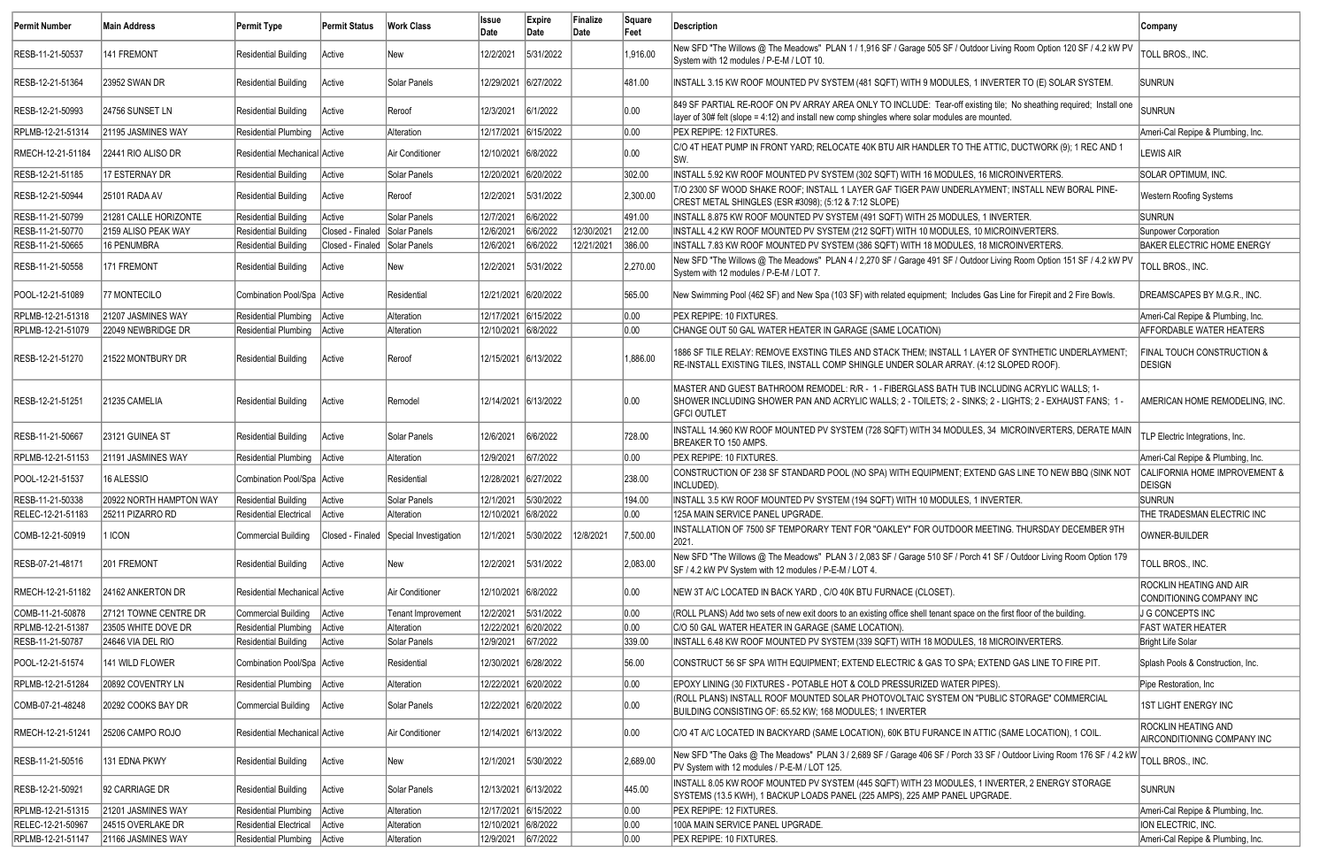| Permit Number | Main Address | Permit Type | Permit Status | Work Class | Issue Date | Expire Date | Finalize Date | Square Feet | Description | Company |
|---|---|---|---|---|---|---|---|---|---|---|
| RESB-11-21-50537 | 141 FREMONT | Residential Building | Active | New | 12/2/2021 | 5/31/2022 | | 1,916.00 | New SFD "The Willows @ The Meadows" PLAN 1 / 1,916 SF / Garage 505 SF / Outdoor Living Room Option 120 SF / 4.2 kW PV System with 12 modules / P-E-M / LOT 10. | TOLL BROS., INC. |
| RESB-12-21-51364 | 23952 SWAN DR | Residential Building | Active | Solar Panels | 12/29/2021 | 6/27/2022 | | 481.00 | INSTALL 3.15 KW ROOF MOUNTED PV SYSTEM (481 SQFT) WITH 9 MODULES, 1 INVERTER TO (E) SOLAR SYSTEM. | SUNRUN |
| RESB-12-21-50993 | 24756 SUNSET LN | Residential Building | Active | Reroof | 12/3/2021 | 6/1/2022 | | 0.00 | 849 SF PARTIAL RE-ROOF ON PV ARRAY AREA ONLY TO INCLUDE: Tear-off existing tile; No sheathing required; Install one layer of 30# felt (slope = 4:12) and install new comp shingles where solar modules are mounted. | SUNRUN |
| RPLMB-12-21-51314 | 21195 JASMINES WAY | Residential Plumbing | Active | Alteration | 12/17/2021 | 6/15/2022 | | 0.00 | PEX REPIPE: 12 FIXTURES. | Ameri-Cal Repipe & Plumbing, Inc. |
| RMECH-12-21-51184 | 22441 RIO ALISO DR | Residential Mechanical | Active | Air Conditioner | 12/10/2021 | 6/8/2022 | | 0.00 | C/O 4T HEAT PUMP IN FRONT YARD; RELOCATE 40K BTU AIR HANDLER TO THE ATTIC, DUCTWORK (9); 1 REC AND 1 SW. | LEWIS AIR |
| RESB-12-21-51185 | 17 ESTERNAY DR | Residential Building | Active | Solar Panels | 12/20/2021 | 6/20/2022 | | 302.00 | INSTALL 5.92 KW ROOF MOUNTED PV SYSTEM (302 SQFT) WITH 16 MODULES, 16 MICROINVERTERS. | SOLAR OPTIMUM, INC. |
| RESB-12-21-50944 | 25101 RADA AV | Residential Building | Active | Reroof | 12/2/2021 | 5/31/2022 | | 2,300.00 | T/O 2300 SF WOOD SHAKE ROOF; INSTALL 1 LAYER GAF TIGER PAW UNDERLAYMENT; INSTALL NEW BORAL PINE-CREST METAL SHINGLES (ESR #3098); (5:12 & 7:12 SLOPE) | Western Roofing Systems |
| RESB-11-21-50799 | 21281 CALLE HORIZONTE | Residential Building | Active | Solar Panels | 12/7/2021 | 6/6/2022 | | 491.00 | INSTALL 8.875 KW ROOF MOUNTED PV SYSTEM (491 SQFT) WITH 25 MODULES, 1 INVERTER. | SUNRUN |
| RESB-11-21-50770 | 2159 ALISO PEAK WAY | Residential Building | Closed - Finaled | Solar Panels | 12/6/2021 | 6/6/2022 | 12/30/2021 | 212.00 | INSTALL 4.2 KW ROOF MOUNTED PV SYSTEM (212 SQFT) WITH 10 MODULES, 10 MICROINVERTERS. | Sunpower Corporation |
| RESB-11-21-50665 | 16 PENUMBRA | Residential Building | Closed - Finaled | Solar Panels | 12/6/2021 | 6/6/2022 | 12/21/2021 | 386.00 | INSTALL 7.83 KW ROOF MOUNTED PV SYSTEM (386 SQFT) WITH 18 MODULES, 18 MICROINVERTERS. | BAKER ELECTRIC HOME ENERGY |
| RESB-11-21-50558 | 171 FREMONT | Residential Building | Active | New | 12/2/2021 | 5/31/2022 | | 2,270.00 | New SFD "The Willows @ The Meadows" PLAN 4 / 2,270 SF / Garage 491 SF / Outdoor Living Room Option 151 SF / 4.2 kW PV System with 12 modules / P-E-M / LOT 7. | TOLL BROS., INC. |
| POOL-12-21-51089 | 77 MONTECILO | Combination Pool/Spa | Active | Residential | 12/21/2021 | 6/20/2022 | | 565.00 | New Swimming Pool (462 SF) and New Spa (103 SF) with related equipment; Includes Gas Line for Firepit and 2 Fire Bowls. | DREAMSCAPES BY M.G.R., INC. |
| RPLMB-12-21-51318 | 21207 JASMINES WAY | Residential Plumbing | Active | Alteration | 12/17/2021 | 6/15/2022 | | 0.00 | PEX REPIPE: 10 FIXTURES. | Ameri-Cal Repipe & Plumbing, Inc. |
| RPLMB-12-21-51079 | 22049 NEWBRIDGE DR | Residential Plumbing | Active | Alteration | 12/10/2021 | 6/8/2022 | | 0.00 | CHANGE OUT 50 GAL WATER HEATER IN GARAGE (SAME LOCATION) | AFFORDABLE WATER HEATERS |
| RESB-12-21-51270 | 21522 MONTBURY DR | Residential Building | Active | Reroof | 12/15/2021 | 6/13/2022 | | 1,886.00 | 1886 SF TILE RELAY: REMOVE EXSTING TILES AND STACK THEM; INSTALL 1 LAYER OF SYNTHETIC UNDERLAYMENT; RE-INSTALL EXISTING TILES, INSTALL COMP SHINGLE UNDER SOLAR ARRAY. (4:12 SLOPED ROOF). | FINAL TOUCH CONSTRUCTION & DESIGN |
| RESB-12-21-51251 | 21235 CAMELIA | Residential Building | Active | Remodel | 12/14/2021 | 6/13/2022 | | 0.00 | MASTER AND GUEST BATHROOM REMODEL: R/R - 1 - FIBERGLASS BATH TUB INCLUDING ACRYLIC WALLS; 1-SHOWER INCLUDING SHOWER PAN AND ACRYLIC WALLS; 2 - TOILETS; 2 - SINKS; 2 - LIGHTS; 2 - EXHAUST FANS; 1 - GFCI OUTLET | AMERICAN HOME REMODELING, INC. |
| RESB-11-21-50667 | 23121 GUINEA ST | Residential Building | Active | Solar Panels | 12/6/2021 | 6/6/2022 | | 728.00 | INSTALL 14.960 KW ROOF MOUNTED PV SYSTEM (728 SQFT) WITH 34 MODULES, 34 MICROINVERTERS, DERATE MAIN BREAKER TO 150 AMPS. | TLP Electric Integrations, Inc. |
| RPLMB-12-21-51153 | 21191 JASMINES WAY | Residential Plumbing | Active | Alteration | 12/9/2021 | 6/7/2022 | | 0.00 | PEX REPIPE: 10 FIXTURES. | Ameri-Cal Repipe & Plumbing, Inc. |
| POOL-12-21-51537 | 16 ALESSIO | Combination Pool/Spa | Active | Residential | 12/28/2021 | 6/27/2022 | | 238.00 | CONSTRUCTION OF 238 SF STANDARD POOL (NO SPA) WITH EQUIPMENT; EXTEND GAS LINE TO NEW BBQ (SINK NOT INCLUDED). | CALIFORNIA HOME IMPROVEMENT & DEISGN |
| RESB-11-21-50338 | 20922 NORTH HAMPTON WAY | Residential Building | Active | Solar Panels | 12/1/2021 | 5/30/2022 | | 194.00 | INSTALL 3.5 KW ROOF MOUNTED PV SYSTEM (194 SQFT) WITH 10 MODULES, 1 INVERTER. | SUNRUN |
| RELEC-12-21-51183 | 25211 PIZARRO RD | Residential Electrical | Active | Alteration | 12/10/2021 | 6/8/2022 | | 0.00 | 125A MAIN SERVICE PANEL UPGRADE. | THE TRADESMAN ELECTRIC INC |
| COMB-12-21-50919 | 1 ICON | Commercial Building | Closed - Finaled | Special Investigation | 12/1/2021 | 5/30/2022 | 12/8/2021 | 7,500.00 | INSTALLATION OF 7500 SF TEMPORARY TENT FOR "OAKLEY" FOR OUTDOOR MEETING. THURSDAY DECEMBER 9TH 2021. | OWNER-BUILDER |
| RESB-07-21-48171 | 201 FREMONT | Residential Building | Active | New | 12/2/2021 | 5/31/2022 | | 2,083.00 | New SFD "The Willows @ The Meadows" PLAN 3 / 2,083 SF / Garage 510 SF / Porch 41 SF / Outdoor Living Room Option 179 SF / 4.2 kW PV System with 12 modules / P-E-M / LOT 4. | TOLL BROS., INC. |
| RMECH-12-21-51182 | 24162 ANKERTON DR | Residential Mechanical | Active | Air Conditioner | 12/10/2021 | 6/8/2022 | | 0.00 | NEW 3T A/C LOCATED IN BACK YARD , C/O 40K BTU FURNACE (CLOSET). | ROCKLIN HEATING AND AIR CONDITIONING COMPANY INC |
| COMB-11-21-50878 | 27121 TOWNE CENTRE DR | Commercial Building | Active | Tenant Improvement | 12/2/2021 | 5/31/2022 | | 0.00 | (ROLL PLANS) Add two sets of new exit doors to an existing office shell tenant space on the first floor of the building. | J G CONCEPTS INC |
| RPLMB-12-21-51387 | 23505 WHITE DOVE DR | Residential Plumbing | Active | Alteration | 12/22/2021 | 6/20/2022 | | 0.00 | C/O 50 GAL WATER HEATER IN GARAGE (SAME LOCATION). | FAST WATER HEATER |
| RESB-11-21-50787 | 24646 VIA DEL RIO | Residential Building | Active | Solar Panels | 12/9/2021 | 6/7/2022 | | 339.00 | INSTALL 6.48 KW ROOF MOUNTED PV SYSTEM (339 SQFT) WITH 18 MODULES, 18 MICROINVERTERS. | Bright Life Solar |
| POOL-12-21-51574 | 141 WILD FLOWER | Combination Pool/Spa | Active | Residential | 12/30/2021 | 6/28/2022 | | 56.00 | CONSTRUCT 56 SF SPA WITH EQUIPMENT; EXTEND ELECTRIC & GAS TO SPA; EXTEND GAS LINE TO FIRE PIT. | Splash Pools & Construction, Inc. |
| RPLMB-12-21-51284 | 20892 COVENTRY LN | Residential Plumbing | Active | Alteration | 12/22/2021 | 6/20/2022 | | 0.00 | EPOXY LINING (30 FIXTURES - POTABLE HOT & COLD PRESSURIZED WATER PIPES). | Pipe Restoration, Inc |
| COMB-07-21-48248 | 20292 COOKS BAY DR | Commercial Building | Active | Solar Panels | 12/22/2021 | 6/20/2022 | | 0.00 | (ROLL PLANS) INSTALL ROOF MOUNTED SOLAR PHOTOVOLTAIC SYSTEM ON "PUBLIC STORAGE" COMMERCIAL BUILDING CONSISTING OF: 65.52 KW; 168 MODULES; 1 INVERTER | 1ST LIGHT ENERGY INC |
| RMECH-12-21-51241 | 25206 CAMPO ROJO | Residential Mechanical | Active | Air Conditioner | 12/14/2021 | 6/13/2022 | | 0.00 | C/O 4T A/C LOCATED IN BACKYARD (SAME LOCATION), 60K BTU FURANCE IN ATTIC (SAME LOCATION), 1 COIL. | ROCKLIN HEATING AND AIRCONDITIONING COMPANY INC |
| RESB-11-21-50516 | 131 EDNA PKWY | Residential Building | Active | New | 12/1/2021 | 5/30/2022 | | 2,689.00 | New SFD "The Oaks @ The Meadows" PLAN 3 / 2,689 SF / Garage 406 SF / Porch 33 SF / Outdoor Living Room 176 SF / 4.2 kW PV System with 12 modules / P-E-M / LOT 125. | TOLL BROS., INC. |
| RESB-12-21-50921 | 92 CARRIAGE DR | Residential Building | Active | Solar Panels | 12/13/2021 | 6/13/2022 | | 445.00 | INSTALL 8.05 KW ROOF MOUNTED PV SYSTEM (445 SQFT) WITH 23 MODULES, 1 INVERTER, 2 ENERGY STORAGE SYSTEMS (13.5 KWH), 1 BACKUP LOADS PANEL (225 AMPS), 225 AMP PANEL UPGRADE. | SUNRUN |
| RPLMB-12-21-51315 | 21201 JASMINES WAY | Residential Plumbing | Active | Alteration | 12/17/2021 | 6/15/2022 | | 0.00 | PEX REPIPE: 12 FIXTURES. | Ameri-Cal Repipe & Plumbing, Inc. |
| RELEC-12-21-50967 | 24515 OVERLAKE DR | Residential Electrical | Active | Alteration | 12/10/2021 | 6/8/2022 | | 0.00 | 100A MAIN SERVICE PANEL UPGRADE. | ION ELECTRIC, INC. |
| RPLMB-12-21-51147 | 21166 JASMINES WAY | Residential Plumbing | Active | Alteration | 12/9/2021 | 6/7/2022 | | 0.00 | PEX REPIPE: 10 FIXTURES. | Ameri-Cal Repipe & Plumbing, Inc. |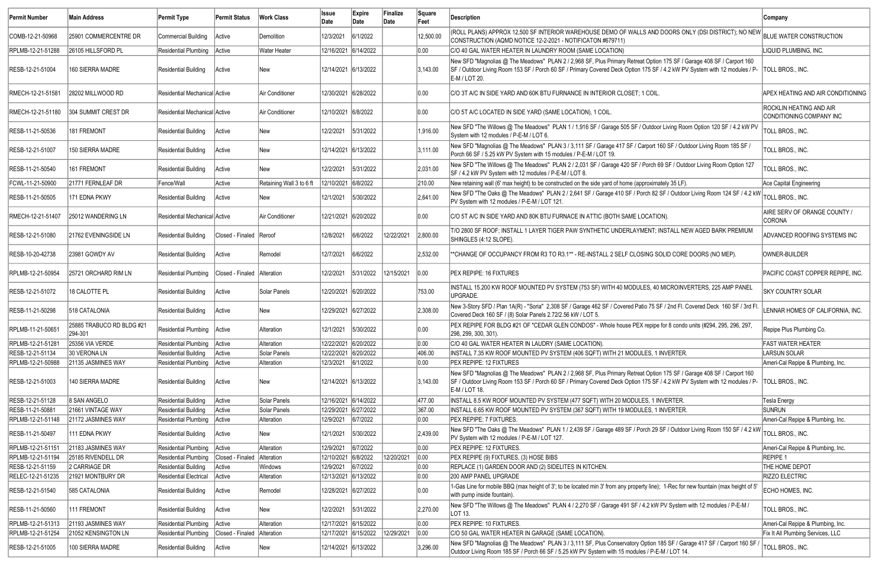| Permit Number | Main Address | Permit Type | Permit Status | Work Class | Issue Date | Expire Date | Finalize Date | Square Feet | Description | Company |
|---|---|---|---|---|---|---|---|---|---|---|
| COMB-12-21-50968 | 25901 COMMERCENTRE DR | Commercial Building | Active | Demolition | 12/3/2021 | 6/1/2022 | | 12,500.00 | (ROLL PLANS) APPROX 12,500 SF INTERIOR WAREHOUSE DEMO OF WALLS AND DOORS ONLY (DSI DISTRICT); NO NEW CONSTRUCTION (AQMD NOTICE 12-2-2021 - NOTIFICATON #679711) | BLUE WATER CONSTRUCTION |
| RPLMB-12-21-51288 | 26105 HILLSFORD PL | Residential Plumbing | Active | Water Heater | 12/16/2021 | 6/14/2022 | | 0.00 | C/O 40 GAL WATER HEATER IN LAUNDRY ROOM (SAME LOCATION) | LIQUID PLUMBING, INC. |
| RESB-12-21-51004 | 160 SIERRA MADRE | Residential Building | Active | New | 12/14/2021 | 6/13/2022 | | 3,143.00 | New SFD "Magnolias @ The Meadows" PLAN 2 / 2,968 SF, Plus Primary Retreat Option 175 SF / Garage 408 SF / Carport 160 SF / Outdoor Living Room 153 SF / Porch 60 SF / Primary Covered Deck Option 175 SF / 4.2 kW PV System with 12 modules / P-E-M / LOT 20. | TOLL BROS., INC. |
| RMECH-12-21-51581 | 28202 MILLWOOD RD | Residential Mechanical | Active | Air Conditioner | 12/30/2021 | 6/28/2022 | | 0.00 | C/O 3T A/C IN SIDE YARD AND 60K BTU FURNANCE IN INTERIOR CLOSET; 1 COIL. | APEX HEATING AND AIR CONDITIONING |
| RMECH-12-21-51180 | 304 SUMMIT CREST DR | Residential Mechanical | Active | Air Conditioner | 12/10/2021 | 6/8/2022 | | 0.00 | C/O 5T A/C LOCATED IN SIDE YARD (SAME LOCATION), 1 COIL. | ROCKLIN HEATING AND AIR CONDITIONING COMPANY INC |
| RESB-11-21-50536 | 181 FREMONT | Residential Building | Active | New | 12/2/2021 | 5/31/2022 | | 1,916.00 | New SFD "The Willows @ The Meadows" PLAN 1 / 1,916 SF / Garage 505 SF / Outdoor Living Room Option 120 SF / 4.2 kW PV System with 12 modules / P-E-M / LOT 6. | TOLL BROS., INC. |
| RESB-12-21-51007 | 150 SIERRA MADRE | Residential Building | Active | New | 12/14/2021 | 6/13/2022 | | 3,111.00 | New SFD "Magnolias @ The Meadows" PLAN 3 / 3,111 SF / Garage 417 SF / Carport 160 SF / Outdoor Living Room 185 SF / Porch 66 SF / 5.25 kW PV System with 15 modules / P-E-M / LOT 19. | TOLL BROS., INC. |
| RESB-11-21-50540 | 161 FREMONT | Residential Building | Active | New | 12/2/2021 | 5/31/2022 | | 2,031.00 | New SFD "The Willows @ The Meadows" PLAN 2 / 2,031 SF / Garage 420 SF / Porch 69 SF / Outdoor Living Room Option 127 SF / 4.2 kW PV System with 12 modules / P-E-M / LOT 8. | TOLL BROS., INC. |
| FCWL-11-21-50900 | 21771 FERNLEAF DR | Fence/Wall | Active | Retaining Wall 3 to 6 ft | 12/10/2021 | 6/8/2022 | | 210.00 | New retaining wall (6' max height) to be constructed on the side yard of home (approximately 35 LF). | Ace Capital Engineering |
| RESB-11-21-50505 | 171 EDNA PKWY | Residential Building | Active | New | 12/1/2021 | 5/30/2022 | | 2,641.00 | New SFD "The Oaks @ The Meadows" PLAN 2 / 2,641 SF / Garage 410 SF / Porch 82 SF / Outdoor Living Room 124 SF / 4.2 kW PV System with 12 modules / P-E-M / LOT 121. | TOLL BROS., INC. |
| RMECH-12-21-51407 | 25012 WANDERING LN | Residential Mechanical | Active | Air Conditioner | 12/21/2021 | 6/20/2022 | | 0.00 | C/O 5T A/C IN SIDE YARD AND 80K BTU FURNACE IN ATTIC (BOTH SAME LOCATION). | AIRE SERV OF ORANGE COUNTY / CORONA |
| RESB-12-21-51080 | 21762 EVENINGSIDE LN | Residential Building | Closed - Finaled | Reroof | 12/8/2021 | 6/6/2022 | 12/22/2021 | 2,800.00 | T/O 2800 SF ROOF; INSTALL 1 LAYER TIGER PAW SYNTHETIC UNDERLAYMENT; INSTALL NEW AGED BARK PREMIUM SHINGLES (4:12 SLOPE). | ADVANCED ROOFING SYSTEMS INC |
| RESB-10-20-42738 | 23981 GOWDY AV | Residential Building | Active | Remodel | 12/7/2021 | 6/6/2022 | | 2,532.00 | **CHANGE OF OCCUPANCY FROM R3 TO R3.1** - RE-INSTALL 2 SELF CLOSING SOLID CORE DOORS (NO MEP). | OWNER-BUILDER |
| RPLMB-12-21-50954 | 25721 ORCHARD RIM LN | Residential Plumbing | Closed - Finaled | Alteration | 12/2/2021 | 5/31/2022 | 12/15/2021 | 0.00 | PEX REPIPE: 16 FIXTURES | PACIFIC COAST COPPER REPIPE, INC. |
| RESB-12-21-51072 | 18 CALOTTE PL | Residential Building | Active | Solar Panels | 12/20/2021 | 6/20/2022 | | 753.00 | INSTALL 15.200 KW ROOF MOUNTED PV SYSTEM (753 SF) WITH 40 MODULES, 40 MICROINVERTERS, 225 AMP PANEL UPGRADE. | SKY COUNTRY SOLAR |
| RESB-11-21-50298 | 518 CATALONIA | Residential Building | Active | New | 12/29/2021 | 6/27/2022 | | 2,308.00 | New 3-Story SFD / Plan 1A(R) - "Soria" 2,308 SF / Garage 462 SF / Covered Patio 75 SF / 2nd Fl. Covered Deck 160 SF / 3rd Fl. Covered Deck 160 SF / (8) Solar Panels 2.72/2.56 kW / LOT 5. | LENNAR HOMES OF CALIFORNIA, INC. |
| RPLMB-11-21-50651 | 25885 TRABUCO RD BLDG #21 294-301 | Residential Plumbing | Active | Alteration | 12/1/2021 | 5/30/2022 | | 0.00 | PEX REPIPE FOR BLDG #21 OF "CEDAR GLEN CONDOS" - Whole house PEX repipe for 8 condo units (#294, 295, 296, 297, 298, 299, 300, 301). | Repipe Plus Plumbing Co. |
| RPLMB-12-21-51281 | 25356 VIA VERDE | Residential Plumbing | Active | Alteration | 12/22/2021 | 6/20/2022 | | 0.00 | C/O 40 GAL WATER HEATER IN LAUDRY (SAME LOCATION). | FAST WATER HEATER |
| RESB-12-21-51134 | 30 VERONA LN | Residential Building | Active | Solar Panels | 12/22/2021 | 6/20/2022 | | 406.00 | INSTALL 7.35 KW ROOF MOUNTED PV SYSTEM (406 SQFT) WITH 21 MODULES, 1 INVERTER. | LARSUN SOLAR |
| RPLMB-12-21-50988 | 21135 JASMINES WAY | Residential Plumbing | Active | Alteration | 12/3/2021 | 6/1/2022 | | 0.00 | PEX REPIPE: 12 FIXTURES | Ameri-Cal Repipe & Plumbing, Inc. |
| RESB-12-21-51003 | 140 SIERRA MADRE | Residential Building | Active | New | 12/14/2021 | 6/13/2022 | | 3,143.00 | New SFD "Magnolias @ The Meadows" PLAN 2 / 2,968 SF, Plus Primary Retreat Option 175 SF / Garage 408 SF / Carport 160 SF / Outdoor Living Room 153 SF / Porch 60 SF / Primary Covered Deck Option 175 SF / 4.2 kW PV System with 12 modules / P-E-M / LOT 18. | TOLL BROS., INC. |
| RESB-12-21-51128 | 8 SAN ANGELO | Residential Building | Active | Solar Panels | 12/16/2021 | 6/14/2022 | | 477.00 | INSTALL 8.5 KW ROOF MOUNTED PV SYSTEM (477 SQFT) WITH 20 MODULES, 1 INVERTER. | Tesla Energy |
| RESB-11-21-50881 | 21661 VINTAGE WAY | Residential Building | Active | Solar Panels | 12/29/2021 | 6/27/2022 | | 367.00 | INSTALL 6.65 KW ROOF MOUNTED PV SYSTEM (367 SQFT) WITH 19 MODULES, 1 INVERTER. | SUNRUN |
| RPLMB-12-21-51148 | 21172 JASMINES WAY | Residential Plumbing | Active | Alteration | 12/9/2021 | 6/7/2022 | | 0.00 | PEX REPIPE: 7 FIXTURES. | Ameri-Cal Repipe & Plumbing, Inc. |
| RESB-11-21-50497 | 111 EDNA PKWY | Residential Building | Active | New | 12/1/2021 | 5/30/2022 | | 2,439.00 | New SFD "The Oaks @ The Meadows" PLAN 1 / 2,439 SF / Garage 489 SF / Porch 29 SF / Outdoor Living Room 150 SF / 4.2 kW PV System with 12 modules / P-E-M / LOT 127. | TOLL BROS., INC. |
| RPLMB-12-21-51151 | 21183 JASMINES WAY | Residential Plumbing | Active | Alteration | 12/9/2021 | 6/7/2022 | | 0.00 | PEX REPIPE: 12 FIXTURES. | Ameri-Cal Repipe & Plumbing, Inc. |
| RPLMB-12-21-51194 | 25185 RIVENDELL DR | Residential Plumbing | Closed - Finaled | Alteration | 12/10/2021 | 6/8/2022 | 12/20/2021 | 0.00 | PEX REPIPE (9) FIXTURES, (3) HOSE BIBS | REPIPE 1 |
| RESB-12-21-51159 | 2 CARRIAGE DR | Residential Building | Active | Windows | 12/9/2021 | 6/7/2022 | | 0.00 | REPLACE (1) GARDEN DOOR AND (2) SIDELITES IN KITCHEN. | THE HOME DEPOT |
| RELEC-12-21-51235 | 21921 MONTBURY DR | Residential Electrical | Active | Alteration | 12/13/2021 | 6/13/2022 | | 0.00 | 200 AMP PANEL UPGRADE | RIZZO ELECTRIC |
| RESB-12-21-51540 | 585 CATALONIA | Residential Building | Active | Remodel | 12/28/2021 | 6/27/2022 | | 0.00 | 1-Gas Line for mobile BBQ (max height of 3'; to be located min 3' from any property line); 1-Rec for new fountain (max height of 5' with pump inside fountain). | ECHO HOMES, INC. |
| RESB-11-21-50560 | 111 FREMONT | Residential Building | Active | New | 12/2/2021 | 5/31/2022 | | 2,270.00 | New SFD "The Willows @ The Meadows" PLAN 4 / 2,270 SF / Garage 491 SF / 4.2 kW PV System with 12 modules / P-E-M / LOT 13. | TOLL BROS., INC. |
| RPLMB-12-21-51313 | 21193 JASMINES WAY | Residential Plumbing | Active | Alteration | 12/17/2021 | 6/15/2022 | | 0.00 | PEX REPIPE: 10 FIXTURES. | Ameri-Cal Repipe & Plumbing, Inc. |
| RPLMB-12-21-51254 | 21052 KENSINGTON LN | Residential Plumbing | Closed - Finaled | Alteration | 12/17/2021 | 6/15/2022 | 12/29/2021 | 0.00 | C/O 50 GAL WATER HEATER IN GARAGE (SAME LOCATION). | Fix It All Plumbing Services, LLC |
| RESB-12-21-51005 | 100 SIERRA MADRE | Residential Building | Active | New | 12/14/2021 | 6/13/2022 | | 3,296.00 | New SFD "Magnolias @ The Meadows" PLAN 3 / 3,111 SF, Plus Conservatory Option 185 SF / Garage 417 SF / Carport 160 SF / Outdoor Living Room 185 SF / Porch 66 SF / 5.25 kW PV System with 15 modules / P-E-M / LOT 14. | TOLL BROS., INC. |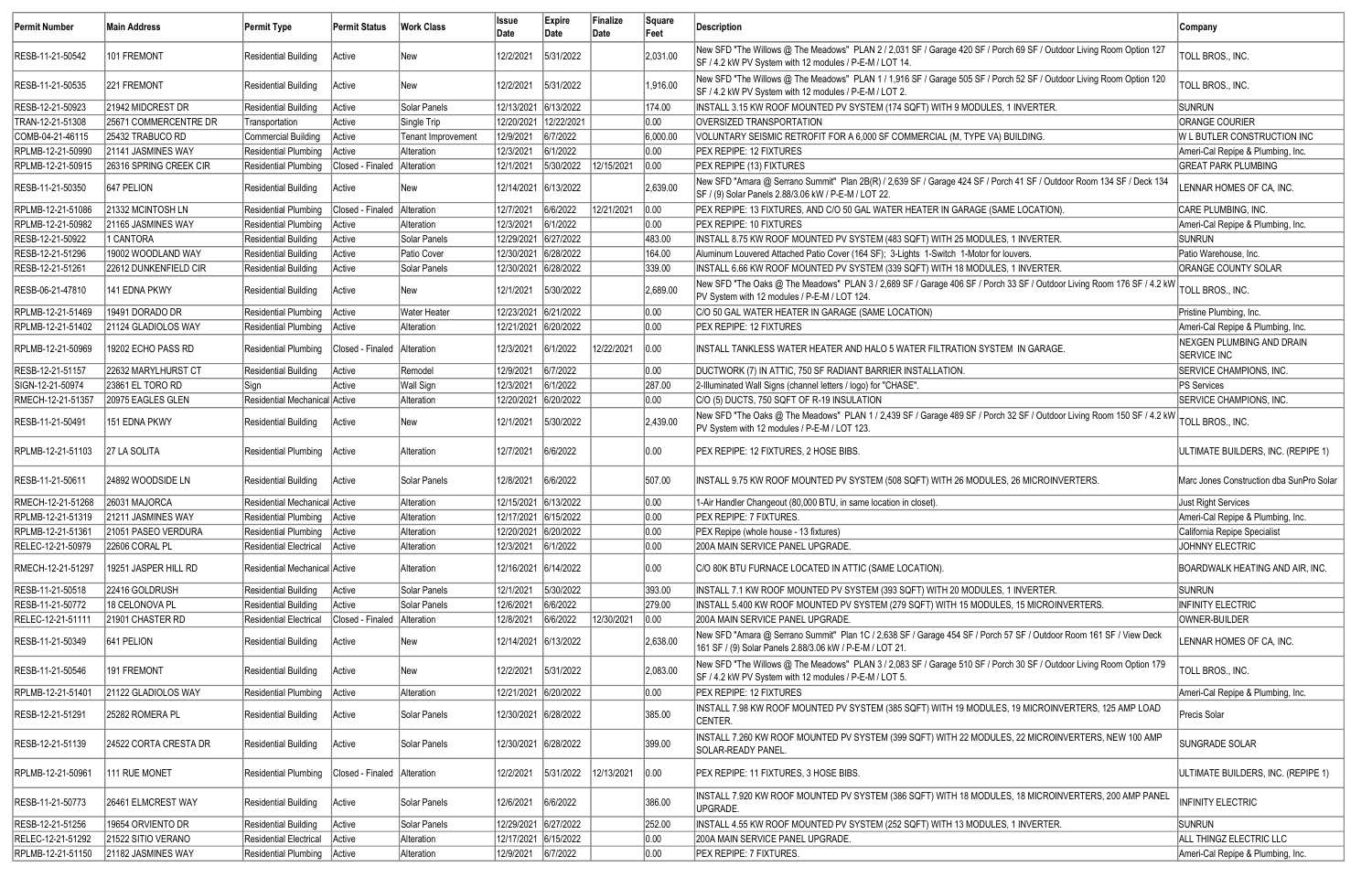| Permit Number | Main Address | Permit Type | Permit Status | Work Class | Issue Date | Expire Date | Finalize Date | Square Feet | Description | Company |
|---|---|---|---|---|---|---|---|---|---|---|
| RESB-11-21-50542 | 101 FREMONT | Residential Building | Active | New | 12/2/2021 | 5/31/2022 | | 2,031.00 | New SFD "The Willows @ The Meadows" PLAN 2 / 2,031 SF / Garage 420 SF / Porch 69 SF / Outdoor Living Room Option 127 SF / 4.2 kW PV System with 12 modules / P-E-M / LOT 14. | TOLL BROS., INC. |
| RESB-11-21-50535 | 221 FREMONT | Residential Building | Active | New | 12/2/2021 | 5/31/2022 | | 1,916.00 | New SFD "The Willows @ The Meadows" PLAN 1 / 1,916 SF / Garage 505 SF / Porch 52 SF / Outdoor Living Room Option 120 SF / 4.2 kW PV System with 12 modules / P-E-M / LOT 2. | TOLL BROS., INC. |
| RESB-12-21-50923 | 21942 MIDCREST DR | Residential Building | Active | Solar Panels | 12/13/2021 | 6/13/2022 | | 174.00 | INSTALL 3.15 KW ROOF MOUNTED PV SYSTEM (174 SQFT) WITH 9 MODULES, 1 INVERTER. | SUNRUN |
| TRAN-12-21-51308 | 25671 COMMERCENTRE DR | Transportation | Active | Single Trip | 12/20/2021 | 12/22/2021 | | 0.00 | OVERSIZED TRANSPORTATION | ORANGE COURIER |
| COMB-04-21-46115 | 25432 TRABUCO RD | Commercial Building | Active | Tenant Improvement | 12/9/2021 | 6/7/2022 | | 6,000.00 | VOLUNTARY SEISMIC RETROFIT FOR A 6,000 SF COMMERCIAL (M, TYPE VA) BUILDING. | W L BUTLER CONSTRUCTION INC |
| RPLMB-12-21-50990 | 21141 JASMINES WAY | Residential Plumbing | Active | Alteration | 12/3/2021 | 6/1/2022 | | 0.00 | PEX REPIPE: 12 FIXTURES | Ameri-Cal Repipe & Plumbing, Inc. |
| RPLMB-12-21-50915 | 26316 SPRING CREEK CIR | Residential Plumbing | Closed - Finaled | Alteration | 12/1/2021 | 5/30/2022 | 12/15/2021 | 0.00 | PEX REPIPE (13) FIXTURES | GREAT PARK PLUMBING |
| RESB-11-21-50350 | 647 PELION | Residential Building | Active | New | 12/14/2021 | 6/13/2022 | | 2,639.00 | New SFD "Amara @ Serrano Summit" Plan 2B(R) / 2,639 SF / Garage 424 SF / Porch 41 SF / Outdoor Room 134 SF / Deck 134 SF / (9) Solar Panels 2.88/3.06 kW / P-E-M / LOT 22. | LENNAR HOMES OF CA, INC. |
| RPLMB-12-21-51086 | 21332 MCINTOSH LN | Residential Plumbing | Closed - Finaled | Alteration | 12/7/2021 | 6/6/2022 | 12/21/2021 | 0.00 | PEX REPIPE: 13 FIXTURES, AND C/O 50 GAL WATER HEATER IN GARAGE (SAME LOCATION). | CARE PLUMBING, INC. |
| RPLMB-12-21-50982 | 21165 JASMINES WAY | Residential Plumbing | Active | Alteration | 12/3/2021 | 6/1/2022 | | 0.00 | PEX REPIPE: 10 FIXTURES | Ameri-Cal Repipe & Plumbing, Inc. |
| RESB-12-21-50922 | 1 CANTORA | Residential Building | Active | Solar Panels | 12/29/2021 | 6/27/2022 | | 483.00 | INSTALL 8.75 KW ROOF MOUNTED PV SYSTEM (483 SQFT) WITH 25 MODULES, 1 INVERTER. | SUNRUN |
| RESB-12-21-51296 | 19002 WOODLAND WAY | Residential Building | Active | Patio Cover | 12/30/2021 | 6/28/2022 | | 164.00 | Aluminum Louvered Attached Patio Cover (164 SF); 3-Lights 1-Switch 1-Motor for louvers. | Patio Warehouse, Inc. |
| RESB-12-21-51261 | 22612 DUNKENFIELD CIR | Residential Building | Active | Solar Panels | 12/30/2021 | 6/28/2022 | | 339.00 | INSTALL 6.66 KW ROOF MOUNTED PV SYSTEM (339 SQFT) WITH 18 MODULES, 1 INVERTER. | ORANGE COUNTY SOLAR |
| RESB-06-21-47810 | 141 EDNA PKWY | Residential Building | Active | New | 12/1/2021 | 5/30/2022 | | 2,689.00 | New SFD "The Oaks @ The Meadows" PLAN 3 / 2,689 SF / Garage 406 SF / Porch 33 SF / Outdoor Living Room 176 SF / 4.2 kW PV System with 12 modules / P-E-M / LOT 124. | TOLL BROS., INC. |
| RPLMB-12-21-51469 | 19491 DORADO DR | Residential Plumbing | Active | Water Heater | 12/23/2021 | 6/21/2022 | | 0.00 | C/O 50 GAL WATER HEATER IN GARAGE (SAME LOCATION) | Pristine Plumbing, Inc. |
| RPLMB-12-21-51402 | 21124 GLADIOLOS WAY | Residential Plumbing | Active | Alteration | 12/21/2021 | 6/20/2022 | | 0.00 | PEX REPIPE: 12 FIXTURES | Ameri-Cal Repipe & Plumbing, Inc. |
| RPLMB-12-21-50969 | 19202 ECHO PASS RD | Residential Plumbing | Closed - Finaled | Alteration | 12/3/2021 | 6/1/2022 | 12/22/2021 | 0.00 | INSTALL TANKLESS WATER HEATER AND HALO 5 WATER FILTRATION SYSTEM IN GARAGE. | NEXGEN PLUMBING AND DRAIN SERVICE INC |
| RESB-12-21-51157 | 22632 MARYLHURST CT | Residential Building | Active | Remodel | 12/9/2021 | 6/7/2022 | | 0.00 | DUCTWORK (7) IN ATTIC, 750 SF RADIANT BARRIER INSTALLATION. | SERVICE CHAMPIONS, INC. |
| SIGN-12-21-50974 | 23861 EL TORO RD | Sign | Active | Wall Sign | 12/3/2021 | 6/1/2022 | | 287.00 | 2-Illuminated Wall Signs (channel letters / logo) for "CHASE". | PS Services |
| RMECH-12-21-51357 | 20975 EAGLES GLEN | Residential Mechanical | Active | Alteration | 12/20/2021 | 6/20/2022 | | 0.00 | C/O (5) DUCTS, 750 SQFT OF R-19 INSULATION | SERVICE CHAMPIONS, INC. |
| RESB-11-21-50491 | 151 EDNA PKWY | Residential Building | Active | New | 12/1/2021 | 5/30/2022 | | 2,439.00 | New SFD "The Oaks @ The Meadows" PLAN 1 / 2,439 SF / Garage 489 SF / Porch 32 SF / Outdoor Living Room 150 SF / 4.2 kW PV System with 12 modules / P-E-M / LOT 123. | TOLL BROS., INC. |
| RPLMB-12-21-51103 | 27 LA SOLITA | Residential Plumbing | Active | Alteration | 12/7/2021 | 6/6/2022 | | 0.00 | PEX REPIPE: 12 FIXTURES, 2 HOSE BIBS. | ULTIMATE BUILDERS, INC. (REPIPE 1) |
| RESB-11-21-50611 | 24892 WOODSIDE LN | Residential Building | Active | Solar Panels | 12/8/2021 | 6/6/2022 | | 507.00 | INSTALL 9.75 KW ROOF MOUNTED PV SYSTEM (508 SQFT) WITH 26 MODULES, 26 MICROINVERTERS. | Marc Jones Construction dba SunPro Solar |
| RMECH-12-21-51268 | 26031 MAJORCA | Residential Mechanical | Active | Alteration | 12/15/2021 | 6/13/2022 | | 0.00 | 1-Air Handler Changeout (80,000 BTU, in same location in closet). | Just Right Services |
| RPLMB-12-21-51319 | 21211 JASMINES WAY | Residential Plumbing | Active | Alteration | 12/17/2021 | 6/15/2022 | | 0.00 | PEX REPIPE: 7 FIXTURES. | Ameri-Cal Repipe & Plumbing, Inc. |
| RPLMB-12-21-51361 | 21051 PASEO VERDURA | Residential Plumbing | Active | Alteration | 12/20/2021 | 6/20/2022 | | 0.00 | PEX Repipe (whole house - 13 fixtures) | California Repipe Specialist |
| RELEC-12-21-50979 | 22606 CORAL PL | Residential Electrical | Active | Alteration | 12/3/2021 | 6/1/2022 | | 0.00 | 200A MAIN SERVICE PANEL UPGRADE. | JOHNNY ELECTRIC |
| RMECH-12-21-51297 | 19251 JASPER HILL RD | Residential Mechanical | Active | Alteration | 12/16/2021 | 6/14/2022 | | 0.00 | C/O 80K BTU FURNACE LOCATED IN ATTIC (SAME LOCATION). | BOARDWALK HEATING AND AIR, INC. |
| RESB-11-21-50518 | 22416 GOLDRUSH | Residential Building | Active | Solar Panels | 12/1/2021 | 5/30/2022 | | 393.00 | INSTALL 7.1 KW ROOF MOUNTED PV SYSTEM (393 SQFT) WITH 20 MODULES, 1 INVERTER. | SUNRUN |
| RESB-11-21-50772 | 18 CELONOVA PL | Residential Building | Active | Solar Panels | 12/6/2021 | 6/6/2022 | | 279.00 | INSTALL 5.400 KW ROOF MOUNTED PV SYSTEM (279 SQFT) WITH 15 MODULES, 15 MICROINVERTERS. | INFINITY ELECTRIC |
| RELEC-12-21-51111 | 21901 CHASTER RD | Residential Electrical | Closed - Finaled | Alteration | 12/8/2021 | 6/6/2022 | 12/30/2021 | 0.00 | 200A MAIN SERVICE PANEL UPGRADE. | OWNER-BUILDER |
| RESB-11-21-50349 | 641 PELION | Residential Building | Active | New | 12/14/2021 | 6/13/2022 | | 2,638.00 | New SFD "Amara @ Serrano Summit" Plan 1C / 2,638 SF / Garage 454 SF / Porch 57 SF / Outdoor Room 161 SF / View Deck 161 SF / (9) Solar Panels 2.88/3.06 kW / P-E-M / LOT 21. | LENNAR HOMES OF CA, INC. |
| RESB-11-21-50546 | 191 FREMONT | Residential Building | Active | New | 12/2/2021 | 5/31/2022 | | 2,083.00 | New SFD "The Willows @ The Meadows" PLAN 3 / 2,083 SF / Garage 510 SF / Porch 30 SF / Outdoor Living Room Option 179 SF / 4.2 kW PV System with 12 modules / P-E-M / LOT 5. | TOLL BROS., INC. |
| RPLMB-12-21-51401 | 21122 GLADIOLOS WAY | Residential Plumbing | Active | Alteration | 12/21/2021 | 6/20/2022 | | 0.00 | PEX REPIPE: 12 FIXTURES | Ameri-Cal Repipe & Plumbing, Inc. |
| RESB-12-21-51291 | 25282 ROMERA PL | Residential Building | Active | Solar Panels | 12/30/2021 | 6/28/2022 | | 385.00 | INSTALL 7.98 KW ROOF MOUNTED PV SYSTEM (385 SQFT) WITH 19 MODULES, 19 MICROINVERTERS, 125 AMP LOAD CENTER. | Precis Solar |
| RESB-12-21-51139 | 24522 CORTA CRESTA DR | Residential Building | Active | Solar Panels | 12/30/2021 | 6/28/2022 | | 399.00 | INSTALL 7.260 KW ROOF MOUNTED PV SYSTEM (399 SQFT) WITH 22 MODULES, 22 MICROINVERTERS, NEW 100 AMP SOLAR-READY PANEL. | SUNGRADE SOLAR |
| RPLMB-12-21-50961 | 111 RUE MONET | Residential Plumbing | Closed - Finaled | Alteration | 12/2/2021 | 5/31/2022 | 12/13/2021 | 0.00 | PEX REPIPE: 11 FIXTURES, 3 HOSE BIBS. | ULTIMATE BUILDERS, INC. (REPIPE 1) |
| RESB-11-21-50773 | 26461 ELMCREST WAY | Residential Building | Active | Solar Panels | 12/6/2021 | 6/6/2022 | | 386.00 | INSTALL 7.920 KW ROOF MOUNTED PV SYSTEM (386 SQFT) WITH 18 MODULES, 18 MICROINVERTERS, 200 AMP PANEL UPGRADE. | INFINITY ELECTRIC |
| RESB-12-21-51256 | 19654 ORVIENTO DR | Residential Building | Active | Solar Panels | 12/29/2021 | 6/27/2022 | | 252.00 | INSTALL 4.55 KW ROOF MOUNTED PV SYSTEM (252 SQFT) WITH 13 MODULES, 1 INVERTER. | SUNRUN |
| RELEC-12-21-51292 | 21522 SITIO VERANO | Residential Electrical | Active | Alteration | 12/17/2021 | 6/15/2022 | | 0.00 | 200A MAIN SERVICE PANEL UPGRADE. | ALL THINGZ ELECTRIC LLC |
| RPLMB-12-21-51150 | 21182 JASMINES WAY | Residential Plumbing | Active | Alteration | 12/9/2021 | 6/7/2022 | | 0.00 | PEX REPIPE: 7 FIXTURES. | Ameri-Cal Repipe & Plumbing, Inc. |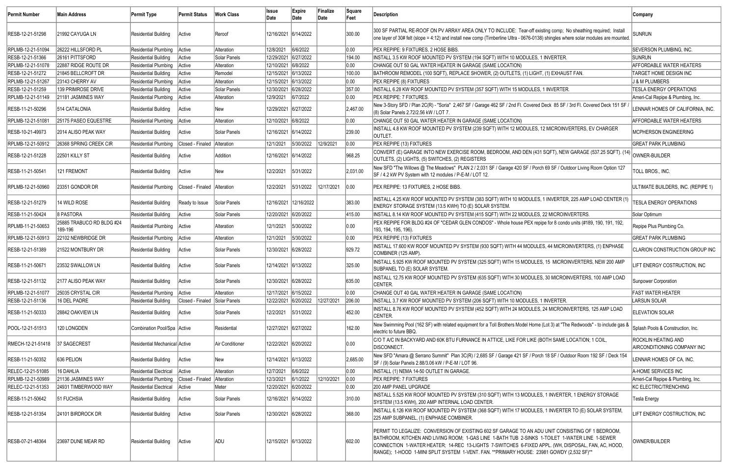| Permit Number | Main Address | Permit Type | Permit Status | Work Class | Issue Date | Expire Date | Finalize Date | Square Feet | Description | Company |
|---|---|---|---|---|---|---|---|---|---|---|
| RESB-12-21-51298 | 21992 CAYUGA LN | Residential Building | Active | Reroof | 12/16/2021 | 6/14/2022 | | 300.00 | 300 SF PARTIAL RE-ROOF ON PV ARRAY AREA ONLY TO INCLUDE: Tear-off existing comp; No sheathing required; Install one layer of 30# felt (slope = 4:12) and install new comp (Timberline Ultra - 0676-0138) shingles where solar modules are mounted. | SUNRUN |
| RPLMB-12-21-51094 | 26222 HILLSFORD PL | Residential Plumbing | Active | Alteration | 12/8/2021 | 6/6/2022 | | 0.00 | PEX REPIPE: 9 FIXTURES, 2 HOSE BIBS. | SEVERSON PLUMBING, INC. |
| RESB-12-21-51366 | 26161 PITTSFORD | Residential Building | Active | Solar Panels | 12/29/2021 | 6/27/2022 | | 194.00 | INSTALL 3.5 KW ROOF MOUNTED PV SYSTEM (194 SQFT) WITH 10 MODULES, 1 INVERTER. | SUNRUN |
| RPLMB-12-21-51078 | 22887 RIDGE ROUTE DR | Residential Plumbing | Active | Alteration | 12/10/2021 | 6/8/2022 | | 0.00 | CHANGE OUT 50 GAL WATER HEATER IN GARAGE (SAME LOCATION) | AFFORDABLE WATER HEATERS |
| RESB-12-21-51272 | 21845 BELLCROFT DR | Residential Building | Active | Remodel | 12/15/2021 | 6/13/2022 | | 100.00 | BATHROOM REMODEL (100 SQFT), REPLACE SHOWER, (2) OUTLETS, (1) LIGHT, (1) EXHAUST FAN. | TARGET HOME DESIGN INC |
| RPLMB-12-21-51267 | 23143 CHERRY AV | Residential Plumbing | Active | Alteration | 12/15/2021 | 6/13/2022 | | 0.00 | PEX REPIPE (8) FIXTURES | J & M PLUMBERS |
| RESB-12-21-51259 | 139 PRIMROSE DRIVE | Residential Building | Active | Solar Panels | 12/30/2021 | 6/28/2022 | | 357.00 | INSTALL 6.28 KW ROOF MOUNTED PV SYSTEM (357 SQFT) WITH 15 MODULES, 1 INVERTER. | TESLA ENERGY OPERATIONS |
| RPLMB-12-21-51149 | 21181 JASMINES WAY | Residential Plumbing | Active | Alteration | 12/9/2021 | 6/7/2022 | | 0.00 | PEX REPIPE: 7 FIXTURES. | Ameri-Cal Repipe & Plumbing, Inc. |
| RESB-11-21-50296 | 514 CATALONIA | Residential Building | Active | New | 12/29/2021 | 6/27/2022 | | 2,467.00 | New 3-Story SFD / Plan 2C(R) - "Soria" 2,467 SF / Garage 462 SF / 2nd Fl. Covered Deck 85 SF / 3rd Fl. Covered Deck 151 SF / (8) Solar Panels 2.72/2.56 kW / LOT 7. | LENNAR HOMES OF CALIFORNIA, INC. |
| RPLMB-12-21-51081 | 25175 PASEO EQUESTRE | Residential Plumbing | Active | Alteration | 12/10/2021 | 6/8/2022 | | 0.00 | CHANGE OUT 50 GAL WATER HEATER IN GARAGE (SAME LOCATION) | AFFORDABLE WATER HEATERS |
| RESB-10-21-49973 | 2014 ALISO PEAK WAY | Residential Building | Active | Solar Panels | 12/16/2021 | 6/14/2022 | | 239.00 | INSTALL 4.8 KW ROOF MOUNTED PV SYSTEM (239 SQFT) WITH 12 MODULES, 12 MICROINVERTERS, EV CHARGER OUTLET. | MCPHERSON ENGINEERING |
| RPLMB-12-21-50912 | 26368 SPRING CREEK CIR | Residential Plumbing | Closed - Finaled | Alteration | 12/1/2021 | 5/30/2022 | 12/9/2021 | 0.00 | PEX REPIPE (13) FIXTURES | GREAT PARK PLUMBING |
| RESB-12-21-51228 | 22501 KILLY ST | Residential Building | Active | Addition | 12/16/2021 | 6/14/2022 | | 968.25 | CONVERT (E) GARAGE INTO NEW EXERCISE ROOM, BEDROOM, AND DEN (431 SQFT), NEW GARAGE (537.25 SQFT). (14) OUTLETS, (2) LIGHTS, (5) SWITCHES, (2) REGISTERS | OWNER-BUILDER |
| RESB-11-21-50541 | 121 FREMONT | Residential Building | Active | New | 12/2/2021 | 5/31/2022 | | 2,031.00 | New SFD "The Willows @ The Meadows" PLAN 2 / 2,031 SF / Garage 420 SF / Porch 69 SF / Outdoor Living Room Option 127 SF / 4.2 kW PV System with 12 modules / P-E-M / LOT 12. | TOLL BROS., INC. |
| RPLMB-12-21-50960 | 23351 GONDOR DR | Residential Plumbing | Closed - Finaled | Alteration | 12/2/2021 | 5/31/2022 | 12/17/2021 | 0.00 | PEX REPIPE: 13 FIXTURES, 2 HOSE BIBS. | ULTIMATE BUILDERS, INC. (REPIPE 1) |
| RESB-12-21-51279 | 14 WILD ROSE | Residential Building | Ready to Issue | Solar Panels | 12/16/2021 | 12/16/2022 | | 383.00 | INSTALL 4.25 KW ROOF MOUNTED PV SYSTEM (383 SQFT) WITH 10 MODULES, 1 INVERTER, 225 AMP LOAD CENTER (1) ENERGY STORAGE SYSTEM (13.5 KWH) TO (E) SOLAR SYSTEM. | TESLA ENERGY OPERATIONS |
| RESB-11-21-50424 | 8 PASTORA | Residential Building | Active | Solar Panels | 12/20/2021 | 6/20/2022 | | 415.00 | INSTALL 8.14 KW ROOF MOUNTED PV SYSTEM (415 SQFT) WITH 22 MODULES, 22 MICROINVERTERS. | Solar Optimum |
| RPLMB-11-21-50653 | 25885 TRABUCO RD BLDG #24 189-196 | Residential Plumbing | Active | Alteration | 12/1/2021 | 5/30/2022 | | 0.00 | PEX REPIPE FOR BLDG #24 OF "CEDAR GLEN CONDOS" - Whole house PEX repipe for 8 condo units (#189, 190, 191, 192, 193, 194, 195, 196). | Repipe Plus Plumbing Co. |
| RPLMB-12-21-50913 | 22102 NEWBRIDGE DR | Residential Plumbing | Active | Alteration | 12/1/2021 | 5/30/2022 | | 0.00 | PEX REPIPE (13) FIXTURES | GREAT PARK PLUMBING |
| RESB-12-21-51389 | 21522 MONTBURY DR | Residential Building | Active | Solar Panels | 12/30/2021 | 6/28/2022 | | 929.72 | INSTALL 17.600 KW ROOF MOUNTED PV SYSTEM (930 SQFT) WITH 44 MODULES, 44 MICROINVERTERS, (1) ENPHASE COMBINER (125 AMP). | CLARION CONSTRUCTION GROUP INC |
| RESB-11-21-50671 | 23532 SWALLOW LN | Residential Building | Active | Solar Panels | 12/14/2021 | 6/13/2022 | | 325.00 | INSTALL 5.925 KW ROOF MOUNTED PV SYSTEM (325 SQFT) WITH 15 MODULES, 15 MICROINVERTERS, NEW 200 AMP SUBPANEL TO (E) SOLAR SYSTEM. | LIFT ENERGY COSTRUCTION, INC |
| RESB-12-21-51132 | 2177 ALISO PEAK WAY | Residential Building | Active | Solar Panels | 12/30/2021 | 6/28/2022 | | 635.00 | INSTALL 12.75 KW ROOF MOUNTED PV SYSTEM (635 SQFT) WITH 30 MODULES, 30 MICROINVERTERS, 100 AMP LOAD CENTER. | Sunpower Corporation |
| RPLMB-12-21-51077 | 25035 CRYSTAL CIR | Residential Plumbing | Active | Alteration | 12/17/2021 | 6/15/2022 | | 0.00 | CHANGE OUT 40 GAL WATER HEATER IN GARAGE (SAME LOCATION) | FAST WATER HEATER |
| RESB-12-21-51136 | 16 DEL PADRE | Residential Building | Closed - Finaled | Solar Panels | 12/22/2021 | 6/20/2022 | 12/27/2021 | 206.00 | INSTALL 3.7 KW ROOF MOUNTED PV SYSTEM (206 SQFT) WITH 10 MODULES, 1 INVERTER. | LARSUN SOLAR |
| RESB-11-21-50333 | 28842 OAKVIEW LN | Residential Building | Active | Solar Panels | 12/2/2021 | 5/31/2022 | | 452.00 | INSTALL 8.76 KW ROOF MOUNTED PV SYSTEM (452 SQFT) WITH 24 MODULES, 24 MICROINVERTERS, 125 AMP LOAD CENTER. | ELEVATION SOLAR |
| POOL-12-21-51513 | 120 LONGDEN | Combination Pool/Spa | Active | Residential | 12/27/2021 | 6/27/2022 | | 162.00 | New Swimming Pool (162 SF) with related equipment for a Toll Brothers Model Home (Lot 3) at "The Redwoods" - to include gas & electric to future BBQ. | Splash Pools & Construction, Inc. |
| RMECH-12-21-51418 | 37 SAGECREST | Residential Mechanical | Active | Air Conditioner | 12/22/2021 | 6/20/2022 | | 0.00 | C/O T A/C IN BACKYARD AND 60K BTU FURNANCE IN ATTICE, LIKE FOR LIKE (BOTH SAME LOCATION; 1 COIL, DISCONNECT. | ROCKLIN HEATING AND AIRCONDITIONING COMPANY INC |
| RESB-11-21-50352 | 636 PELION | Residential Building | Active | New | 12/14/2021 | 6/13/2022 | | 2,685.00 | New SFD "Amara @ Serrano Summit" Plan 3C(R) / 2,685 SF / Garage 421 SF / Porch 18 SF / Outdoor Room 192 SF / Deck 154 SF / (9) Solar Panels 2.88/3.06 kW / P-E-M / LOT 96. | LENNAR HOMES OF CA, INC. |
| RELEC-12-21-51085 | 16 DAHLIA | Residential Electrical | Active | Alteration | 12/7/2021 | 6/6/2022 | | 0.00 | INSTALL (1) NEMA 14-50 OUTLET IN GARAGE. | A-HOME SERVICES INC |
| RPLMB-12-21-50989 | 21136 JASMINES WAY | Residential Plumbing | Closed - Finaled | Alteration | 12/3/2021 | 6/1/2022 | 12/10/2021 | 0.00 | PEX REPIPE: 7 FIXTURES | Ameri-Cal Repipe & Plumbing, Inc. |
| RELEC-12-21-51353 | 24931 TIMBERWOOD WAY | Residential Electrical | Active | Meter | 12/20/2021 | 6/20/2022 | | 0.00 | 200 AMP PANEL UPGRADE | KC ELECTRIC/TRENCHING |
| RESB-11-21-50642 | 51 FUCHSIA | Residential Building | Active | Solar Panels | 12/16/2021 | 6/14/2022 | | 310.00 | INSTALL 5.525 KW ROOF MOUNTED PV SYSTEM (310 SQFT) WITH 13 MODULES, 1 INVERTER, 1 ENERGY STORAGE SYSTEM (13.5 KWH), 200 AMP INTERNAL LOAD CENTER. | Tesla Energy |
| RESB-12-21-51354 | 24101 BIRDROCK DR | Residential Building | Active | Solar Panels | 12/30/2021 | 6/28/2022 | | 368.00 | INSTALL 6.126 KW ROOF MOUNTED PV SYSTEM (368 SQFT) WITH 17 MODULES, 1 INVERTER TO (E) SOLAR SYSTEM, 225 AMP SUBPANEL, (1) ENPHASE COMBINER. | LIFT ENERGY COSTRUCTION, INC |
| RESB-07-21-48364 | 23697 DUNE MEAR RD | Residential Building | Active | ADU | 12/15/2021 | 6/13/2022 | | 602.00 | PERMIT TO LEGALIZE: CONVERSION OF EXISTING 602 SF GARAGE TO AN ADU UNIT CONSISTING OF 1 BEDROOM, BATHROOM, KITCHEN AND LIVING ROOM; 1-GAS LINE 1-BATH TUB 2-SINKS 1-TOILET 1-WATER LINE 1-SEWER CONNECTION 1-WATER HEATER; 14-REC 13-LIGHTS 7-SWITCHES 6-FIXED APPL. (WH, DISPOSAL, FAN, AC, HOOD, RANGE); 1-HOOD 1-MINI SPLIT SYSTEM 1-VENT. FAN. **PRIMARY HOUSE: 23981 GOWDY (2,532 SF)** | OWNER/BUILDER |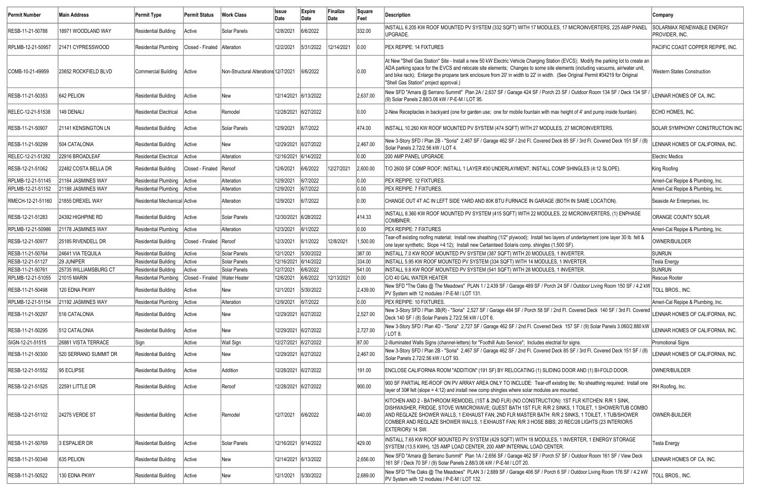| Permit Number | Main Address | Permit Type | Permit Status | Work Class | Issue Date | Expire Date | Finalize Date | Square Feet | Description | Company |
|---|---|---|---|---|---|---|---|---|---|---|
| RESB-11-21-50788 | 18971 WOODLAND WAY | Residential Building | Active | Solar Panels | 12/8/2021 | 6/6/2022 | | 332.00 | INSTALL 6.205 KW ROOF MOUNTED PV SYSTEM (332 SQFT) WITH 17 MODULES, 17 MICROINVERTERS, 225 AMP PANEL UPGRADE. | SOLARMAX RENEWABLE ENERGY PROVIDER, INC. |
| RPLMB-12-21-50957 | 21471 CYPRESSWOOD | Residential Plumbing | Closed - Finaled | Alteration | 12/2/2021 | 5/31/2022 | 12/14/2021 | 0.00 | PEX REPIPE: 14 FIXTURES | PACIFIC COAST COPPER REPIPE, INC. |
| COMB-10-21-49959 | 23652 ROCKFIELD BLVD | Commercial Building | Active | Non-Structural Alterations | 12/7/2021 | 6/6/2022 | | 0.00 | At New "Shell Gas Station" Site - Install a new 50 kW Electric Vehicle Charging Station (EVCS); Modify the parking lot to create an ADA parking space for the EVCS and relocate site elements; Changes to some site elements (including vacuums, air/water unit, and bike rack); Enlarge the propane tank enclosure from 20' in width to 22' in width. (See Original Permit #34219 for Original "Shell Gas Station" project approval.) | Western States Construction |
| RESB-11-21-50353 | 642 PELION | Residential Building | Active | New | 12/14/2021 | 6/13/2022 | | 2,637.00 | New SFD "Amara @ Serrano Summit" Plan 2A / 2,637 SF / Garage 424 SF / Porch 23 SF / Outdoor Room 134 SF / Deck 134 SF / (9) Solar Panels 2.88/3.06 kW / P-E-M / LOT 95. | LENNAR HOMES OF CA, INC. |
| RELEC-12-21-51538 | 149 DENALI | Residential Electrical | Active | Remodel | 12/28/2021 | 6/27/2022 | | 0.00 | 2-New Receptacles in backyard (one for garden use; one for mobile fountain with max height of 4' and pump inside fountain). | ECHO HOMES, INC. |
| RESB-11-21-50907 | 21141 KENSINGTON LN | Residential Building | Active | Solar Panels | 12/9/2021 | 6/7/2022 | | 474.00 | INSTALL 10.260 KW ROOF MOUNTED PV SYSTEM (474 SQFT) WITH 27 MODULES, 27 MICROINVERTERS. | SOLAR SYMPHONY CONSTRUCTION INC |
| RESB-11-21-50299 | 504 CATALONIA | Residential Building | Active | New | 12/29/2021 | 6/27/2022 | | 2,467.00 | New 3-Story SFD / Plan 2B - "Soria" 2,467 SF / Garage 462 SF / 2nd Fl. Covered Deck 85 SF / 3rd Fl. Covered Deck 151 SF / (8) Solar Panels 2.72/2.56 kW / LOT 4. | LENNAR HOMES OF CALIFORNIA, INC. |
| RELEC-12-21-51282 | 22916 BROADLEAF | Residential Electrical | Active | Alteration | 12/16/2021 | 6/14/2022 | | 0.00 | 200 AMP PANEL UPGRADE | Electric Medics |
| RESB-12-21-51062 | 22482 COSTA BELLA DR | Residential Building | Closed - Finaled | Reroof | 12/6/2021 | 6/6/2022 | 12/27/2021 | 2,600.00 | T/O 2600 SF COMP ROOF; INSTALL 1 LAYER #30 UNDERLAYMENT; INSTALL COMP SHINGLES (4:12 SLOPE). | King Roofing |
| RPLMB-12-21-51145 | 21164 JASMINES WAY | Residential Plumbing | Active | Alteration | 12/9/2021 | 6/7/2022 | | 0.00 | PEX REPIPE: 12 FIXTURES. | Ameri-Cal Repipe & Plumbing, Inc. |
| RPLMB-12-21-51152 | 21188 JASMINES WAY | Residential Plumbing | Active | Alteration | 12/9/2021 | 6/7/2022 | | 0.00 | PEX REPIPE: 7 FIXTURES. | Ameri-Cal Repipe & Plumbing, Inc. |
| RMECH-12-21-51160 | 21855 DREXEL WAY | Residential Mechanical | Active | Alteration | 12/9/2021 | 6/7/2022 | | 0.00 | CHANGE OUT 4T AC IN LEFT SIDE YARD AND 80K BTU FURNACE IN GARAGE (BOTH IN SAME LOCATION). | Seaside Air Enterprises, Inc. |
| RESB-12-21-51283 | 24392 HIGHPINE RD | Residential Building | Active | Solar Panels | 12/30/2021 | 6/28/2022 | | 414.33 | INSTALL 8.360 KW ROOF MOUNTED PV SYSTEM (415 SQFT) WITH 22 MODULES, 22 MICROINVERTERS, (1) ENPHASE COMBINER. | ORANGE COUNTY SOLAR |
| RPLMB-12-21-50986 | 21178 JASMINES WAY | Residential Plumbing | Active | Alteration | 12/3/2021 | 6/1/2022 | | 0.00 | PEX REPIPE: 7 FIXTURES | Ameri-Cal Repipe & Plumbing, Inc. |
| RESB-12-21-50977 | 25185 RIVENDELL DR | Residential Building | Closed - Finaled | Reroof | 12/3/2021 | 6/1/2022 | 12/8/2021 | 1,500.00 | Tear-off existing roofing material; Install new sheathing (1/2" plywood); Install two layers of underlayment (one layer 30 lb. felt & one layer synthetic; Slope =4:12); Install new Certainteed Solaris comp. shingles (1,500 SF). | OWNER/BUILDER |
| RESB-11-21-50764 | 24641 VIA TEQUILA | Residential Building | Active | Solar Panels | 12/1/2021 | 5/30/2022 | | 387.00 | INSTALL 7.0 KW ROOF MOUNTED PV SYSTEM (387 SQFT) WITH 20 MODULES, 1 INVERTER. | SUNRUN |
| RESB-12-21-51127 | 29 JUNIPER | Residential Building | Active | Solar Panels | 12/16/2021 | 6/14/2022 | | 334.00 | INSTALL 5.95 KW ROOF MOUNTED PV SYSTEM (334 SQFT) WITH 14 MODULES, 1 INVERTER. | Tesla Energy |
| RESB-11-21-50761 | 25735 WILLIAMSBURG CT | Residential Building | Active | Solar Panels | 12/7/2021 | 6/6/2022 | | 541.00 | INSTALL 9.8 KW ROOF MOUNTED PV SYSTEM (541 SQFT) WITH 28 MODULES, 1 INVERTER. | SUNRUN |
| RPLMB-12-21-51055 | 21015 MARIN | Residential Plumbing | Closed - Finaled | Water Heater | 12/6/2021 | 6/6/2022 | 12/13/2021 | 0.00 | C/O 40 GAL WATER HEATER | Rescue Rooter |
| RESB-11-21-50498 | 120 EDNA PKWY | Residential Building | Active | New | 12/1/2021 | 5/30/2022 | | 2,439.00 | New SFD "The Oaks @ The Meadows" PLAN 1 / 2,439 SF / Garage 489 SF / Porch 24 SF / Outdoor Living Room 150 SF / 4.2 kW PV System with 12 modules / P-E-M / LOT 131. | TOLL BROS., INC. |
| RPLMB-12-21-51154 | 21192 JASMINES WAY | Residential Plumbing | Active | Alteration | 12/9/2021 | 6/7/2022 | | 0.00 | PEX REPIPE: 10 FIXTURES. | Ameri-Cal Repipe & Plumbing, Inc. |
| RESB-11-21-50297 | 516 CATALONIA | Residential Building | Active | New | 12/29/2021 | 6/27/2022 | | 2,527.00 | New 3-Story SFD / Plan 3B(R) - "Soria" 2,527 SF / Garage 484 SF / Porch 58 SF / 2nd Fl. Covered Deck 140 SF / 3rd Fl. Covered Deck 140 SF / (8) Solar Panels 2.72/2.56 kW / LOT 6. | LENNAR HOMES OF CALIFORNIA, INC. |
| RESB-11-21-50295 | 512 CATALONIA | Residential Building | Active | New | 12/29/2021 | 6/27/2022 | | 2,727.00 | New 3-Story SFD / Plan 4D - "Soria" 2,727 SF / Garage 462 SF / 2nd Fl. Covered Deck 157 SF / (9) Solar Panels 3.060/2.880 kW / LOT 8. | LENNAR HOMES OF CALIFORNIA, INC. |
| SIGN-12-21-51515 | 26881 VISTA TERRACE | Sign | Active | Wall Sign | 12/27/2021 | 6/27/2022 | | 87.00 | 2-Illuminated Walls Signs (channel-letters) for "Foothill Auto Service"; Includes electrical for signs. | Promotional Signs |
| RESB-11-21-50300 | 520 SERRANO SUMMIT DR | Residential Building | Active | New | 12/29/2021 | 6/27/2022 | | 2,467.00 | New 3-Story SFD / Plan 2B - "Soria" 2,467 SF / Garage 462 SF / 2nd Fl. Covered Deck 85 SF / 3rd Fl. Covered Deck 151 SF / (8) Solar Panels 2.72/2.56 kW / LOT 93. | LENNAR HOMES OF CALIFORNIA, INC. |
| RESB-12-21-51552 | 95 ECLIPSE | Residential Building | Active | Addition | 12/28/2021 | 6/27/2022 | | 191.00 | ENCLOSE CALIFORNIA ROOM "ADDITION" (191 SF) BY RELOCATING (1) SLIDING DOOR AND (1) BI-FOLD DOOR. | OWNER/BUILDER |
| RESB-12-21-51525 | 22591 LITTLE DR | Residential Building | Active | Reroof | 12/28/2021 | 6/27/2022 | | 900.00 | 900 SF PARTIAL RE-ROOF ON PV ARRAY AREA ONLY TO INCLUDE: Tear-off existing tile; No sheathing required; Install one layer of 30# felt (slope = 4:12) and install new comp shingles where solar modules are mounted. | RH Roofing, Inc. |
| RESB-12-21-51102 | 24275 VERDE ST | Residential Building | Active | Remodel | 12/7/2021 | 6/6/2022 | | 440.00 | KITCHEN AND 2 - BATHROOM REMODEL (1ST & 2ND FLR) (NO CONSTRUCTION): 1ST FLR KITCHEN: R/R 1 SINK, DISHWASHER, FRIDGE, STOVE W/MICROWAVE; GUEST BATH 1ST FLR: R/R 2 SINKS, 1 TOILET, 1 SHOWER/TUB COMBO AND REGLAZE SHOWER WALLS, 1 EXHAUST FAN; 2ND FLR MASTER BATH: R/R 2 SINKS, 1 TOILET, 1 TUB/SHOWER COMBER AND REGLAZE SHOWER WALLS, 1 EXHAUST FAN; R/R 3 HOSE BIBS; 20 REC/28 LIGHTS (23 INTERIOR/5 EXTERIOR)/ 14 SW. | OWNER-BUILDER |
| RESB-11-21-50769 | 3 ESPALIER DR | Residential Building | Active | Solar Panels | 12/16/2021 | 6/14/2022 | | 429.00 | INSTALL 7.65 KW ROOF MOUNTED PV SYSTEM (429 SQFT) WITH 18 MODULES, 1 INVERTER, 1 ENERGY STORAGE SYSTEM (13.5 KWH), 125 AMP LOAD CENTER, 200 AMP INTERNAL LOAD CENTER. | Tesla Energy |
| RESB-11-21-50348 | 635 PELION | Residential Building | Active | New | 12/14/2021 | 6/13/2022 | | 2,656.00 | New SFD "Amara @ Serrano Summit" Plan 1A / 2,656 SF / Garage 462 SF / Porch 57 SF / Outdoor Room 161 SF / View Deck 161 SF / Deck 70 SF / (9) Solar Panels 2.88/3.06 kW / P-E-M / LOT 20. | LENNAR HOMES OF CA, INC. |
| RESB-11-21-50522 | 130 EDNA PKWY | Residential Building | Active | New | 12/1/2021 | 5/30/2022 | | 2,689.00 | New SFD "The Oaks @ The Meadows" PLAN 3 / 2,689 SF / Garage 406 SF / Porch 6 SF / Outdoor Living Room 176 SF / 4.2 kW PV System with 12 modules / P-E-M / LOT 132. | TOLL BROS., INC. |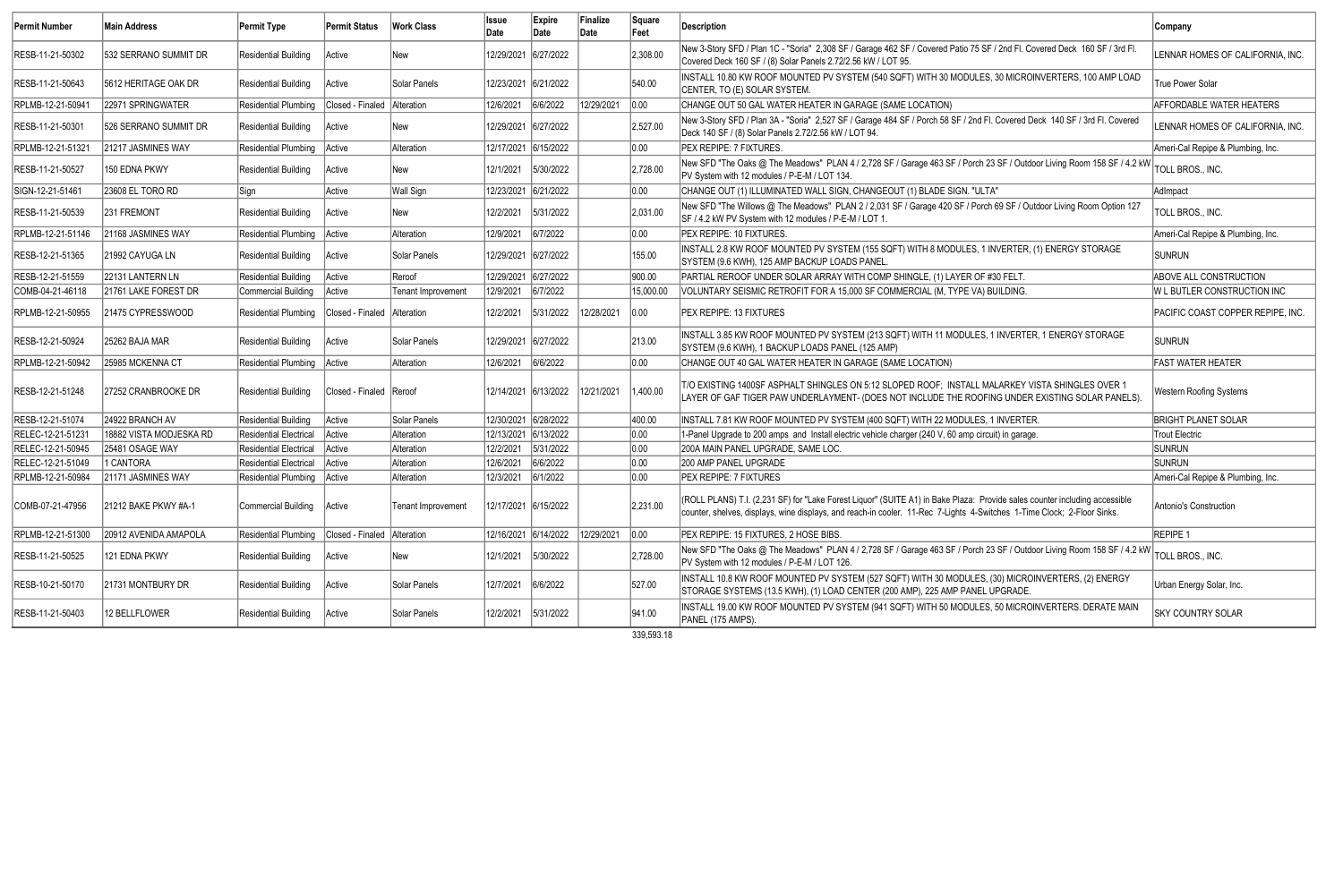| Permit Number | Main Address | Permit Type | Permit Status | Work Class | Issue Date | Expire Date | Finalize Date | Square Feet | Description | Company |
| --- | --- | --- | --- | --- | --- | --- | --- | --- | --- | --- |
| RESB-11-21-50302 | 532 SERRANO SUMMIT DR | Residential Building | Active | New | 12/29/2021 | 6/27/2022 | | 2,308.00 | New 3-Story SFD / Plan 1C - "Soria" 2,308 SF / Garage 462 SF / Covered Patio 75 SF / 2nd Fl. Covered Deck 160 SF / 3rd Fl. Covered Deck 160 SF / (8) Solar Panels 2.72/2.56 kW / LOT 95. | LENNAR HOMES OF CALIFORNIA, INC. |
| RESB-11-21-50643 | 5612 HERITAGE OAK DR | Residential Building | Active | Solar Panels | 12/23/2021 | 6/21/2022 | | 540.00 | INSTALL 10.80 KW ROOF MOUNTED PV SYSTEM (540 SQFT) WITH 30 MODULES, 30 MICROINVERTERS, 100 AMP LOAD CENTER, TO (E) SOLAR SYSTEM. | True Power Solar |
| RPLMB-12-21-50941 | 22971 SPRINGWATER | Residential Plumbing | Closed - Finaled | Alteration | 12/6/2021 | 6/6/2022 | 12/29/2021 | 0.00 | CHANGE OUT 50 GAL WATER HEATER IN GARAGE (SAME LOCATION) | AFFORDABLE WATER HEATERS |
| RESB-11-21-50301 | 526 SERRANO SUMMIT DR | Residential Building | Active | New | 12/29/2021 | 6/27/2022 | | 2,527.00 | New 3-Story SFD / Plan 3A - "Soria" 2,527 SF / Garage 484 SF / Porch 58 SF / 2nd Fl. Covered Deck 140 SF / 3rd Fl. Covered Deck 140 SF / (8) Solar Panels 2.72/2.56 kW / LOT 94. | LENNAR HOMES OF CALIFORNIA, INC. |
| RPLMB-12-21-51321 | 21217 JASMINES WAY | Residential Plumbing | Active | Alteration | 12/17/2021 | 6/15/2022 | | 0.00 | PEX REPIPE: 7 FIXTURES. | Ameri-Cal Repipe & Plumbing, Inc. |
| RESB-11-21-50527 | 150 EDNA PKWY | Residential Building | Active | New | 12/1/2021 | 5/30/2022 | | 2,728.00 | New SFD "The Oaks @ The Meadows" PLAN 4 / 2,728 SF / Garage 463 SF / Porch 23 SF / Outdoor Living Room 158 SF / 4.2 kW PV System with 12 modules / P-E-M / LOT 134. | TOLL BROS., INC. |
| SIGN-12-21-51461 | 23608 EL TORO RD | Sign | Active | Wall Sign | 12/23/2021 | 6/21/2022 | | 0.00 | CHANGE OUT (1) ILLUMINATED WALL SIGN, CHANGEOUT (1) BLADE SIGN. "ULTA" | AdImpact |
| RESB-11-21-50539 | 231 FREMONT | Residential Building | Active | New | 12/2/2021 | 5/31/2022 | | 2,031.00 | New SFD "The Willows @ The Meadows" PLAN 2 / 2,031 SF / Garage 420 SF / Porch 69 SF / Outdoor Living Room Option 127 SF / 4.2 kW PV System with 12 modules / P-E-M / LOT 1. | TOLL BROS., INC. |
| RPLMB-12-21-51146 | 21168 JASMINES WAY | Residential Plumbing | Active | Alteration | 12/9/2021 | 6/7/2022 | | 0.00 | PEX REPIPE: 10 FIXTURES. | Ameri-Cal Repipe & Plumbing, Inc. |
| RESB-12-21-51365 | 21992 CAYUGA LN | Residential Building | Active | Solar Panels | 12/29/2021 | 6/27/2022 | | 155.00 | INSTALL 2.8 KW ROOF MOUNTED PV SYSTEM (155 SQFT) WITH 8 MODULES, 1 INVERTER, (1) ENERGY STORAGE SYSTEM (9.6 KWH), 125 AMP BACKUP LOADS PANEL. | SUNRUN |
| RESB-12-21-51559 | 22131 LANTERN LN | Residential Building | Active | Reroof | 12/29/2021 | 6/27/2022 | | 900.00 | PARTIAL REROOF UNDER SOLAR ARRAY WITH COMP SHINGLE, (1) LAYER OF #30 FELT. | ABOVE ALL CONSTRUCTION |
| COMB-04-21-46118 | 21761 LAKE FOREST DR | Commercial Building | Active | Tenant Improvement | 12/9/2021 | 6/7/2022 | | 15,000.00 | VOLUNTARY SEISMIC RETROFIT FOR A 15,000 SF COMMERCIAL (M, TYPE VA) BUILDING. | W L BUTLER CONSTRUCTION INC |
| RPLMB-12-21-50955 | 21475 CYPRESSWOOD | Residential Plumbing | Closed - Finaled | Alteration | 12/2/2021 | 5/31/2022 | 12/28/2021 | 0.00 | PEX REPIPE: 13 FIXTURES | PACIFIC COAST COPPER REPIPE, INC. |
| RESB-12-21-50924 | 25262 BAJA MAR | Residential Building | Active | Solar Panels | 12/29/2021 | 6/27/2022 | | 213.00 | INSTALL 3.85 KW ROOF MOUNTED PV SYSTEM (213 SQFT) WITH 11 MODULES, 1 INVERTER, 1 ENERGY STORAGE SYSTEM (9.6 KWH), 1 BACKUP LOADS PANEL (125 AMP) | SUNRUN |
| RPLMB-12-21-50942 | 25985 MCKENNA CT | Residential Plumbing | Active | Alteration | 12/6/2021 | 6/6/2022 | | 0.00 | CHANGE OUT 40 GAL WATER HEATER IN GARAGE (SAME LOCATION) | FAST WATER HEATER |
| RESB-12-21-51248 | 27252 CRANBROOKE DR | Residential Building | Closed - Finaled | Reroof | 12/14/2021 | 6/13/2022 | 12/21/2021 | 1,400.00 | T/O EXISTING 1400SF ASPHALT SHINGLES ON 5:12 SLOPED ROOF; INSTALL MALARKEY VISTA SHINGLES OVER 1 LAYER OF GAF TIGER PAW UNDERLAYMENT- (DOES NOT INCLUDE THE ROOFING UNDER EXISTING SOLAR PANELS). | Western Roofing Systems |
| RESB-12-21-51074 | 24922 BRANCH AV | Residential Building | Active | Solar Panels | 12/30/2021 | 6/28/2022 | | 400.00 | INSTALL 7.81 KW ROOF MOUNTED PV SYSTEM (400 SQFT) WITH 22 MODULES, 1 INVERTER. | BRIGHT PLANET SOLAR |
| RELEC-12-21-51231 | 18882 VISTA MODJESKA RD | Residential Electrical | Active | Alteration | 12/13/2021 | 6/13/2022 | | 0.00 | 1-Panel Upgrade to 200 amps and Install electric vehicle charger (240 V, 60 amp circuit) in garage. | Trout Electric |
| RELEC-12-21-50945 | 25481 OSAGE WAY | Residential Electrical | Active | Alteration | 12/2/2021 | 5/31/2022 | | 0.00 | 200A MAIN PANEL UPGRADE, SAME LOC. | SUNRUN |
| RELEC-12-21-51049 | 1 CANTORA | Residential Electrical | Active | Alteration | 12/6/2021 | 6/6/2022 | | 0.00 | 200 AMP PANEL UPGRADE | SUNRUN |
| RPLMB-12-21-50984 | 21171 JASMINES WAY | Residential Plumbing | Active | Alteration | 12/3/2021 | 6/1/2022 | | 0.00 | PEX REPIPE: 7 FIXTURES | Ameri-Cal Repipe & Plumbing, Inc. |
| COMB-07-21-47956 | 21212 BAKE PKWY #A-1 | Commercial Building | Active | Tenant Improvement | 12/17/2021 | 6/15/2022 | | 2,231.00 | (ROLL PLANS) T.I. (2,231 SF) for "Lake Forest Liquor" (SUITE A1) in Bake Plaza: Provide sales counter including accessible counter, shelves, displays, wine displays, and reach-in cooler. 11-Rec 7-Lights 4-Switches 1-Time Clock; 2-Floor Sinks. | Antonio's Construction |
| RPLMB-12-21-51300 | 20912 AVENIDA AMAPOLA | Residential Plumbing | Closed - Finaled | Alteration | 12/16/2021 | 6/14/2022 | 12/29/2021 | 0.00 | PEX REPIPE: 15 FIXTURES, 2 HOSE BIBS. | REPIPE 1 |
| RESB-11-21-50525 | 121 EDNA PKWY | Residential Building | Active | New | 12/1/2021 | 5/30/2022 | | 2,728.00 | New SFD "The Oaks @ The Meadows" PLAN 4 / 2,728 SF / Garage 463 SF / Porch 23 SF / Outdoor Living Room 158 SF / 4.2 kW PV System with 12 modules / P-E-M / LOT 126. | TOLL BROS., INC. |
| RESB-10-21-50170 | 21731 MONTBURY DR | Residential Building | Active | Solar Panels | 12/7/2021 | 6/6/2022 | | 527.00 | INSTALL 10.8 KW ROOF MOUNTED PV SYSTEM (527 SQFT) WITH 30 MODULES, (30) MICROINVERTERS, (2) ENERGY STORAGE SYSTEMS (13.5 KWH), (1) LOAD CENTER (200 AMP), 225 AMP PANEL UPGRADE. | Urban Energy Solar, Inc. |
| RESB-11-21-50403 | 12 BELLFLOWER | Residential Building | Active | Solar Panels | 12/2/2021 | 5/31/2022 | | 941.00 | INSTALL 19.00 KW ROOF MOUNTED PV SYSTEM (941 SQFT) WITH 50 MODULES, 50 MICROINVERTERS. DERATE MAIN PANEL (175 AMPS). | SKY COUNTRY SOLAR |
| | | | | | | | | 339,593.18 | | |